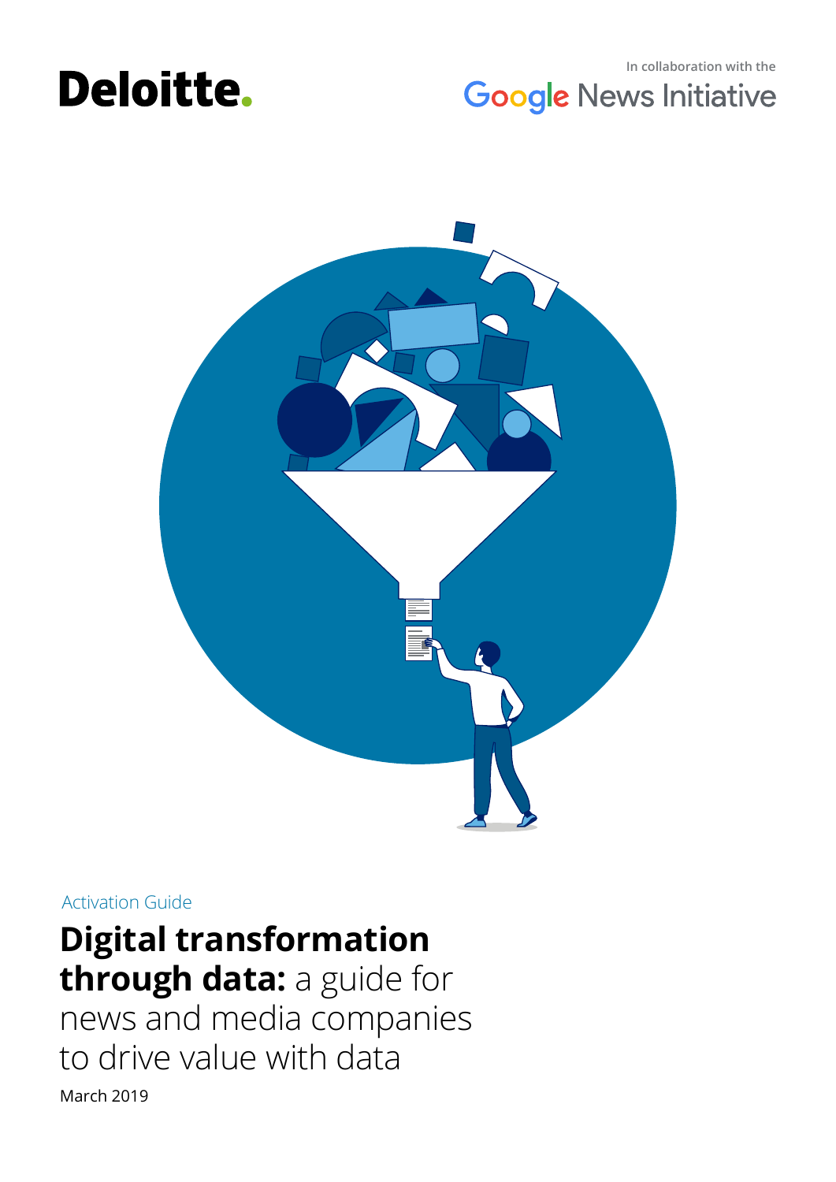Deloitte.

In collaboration with the Google News Initiative

Activation Guide

# **Digital transformation through data:** a guide for news and media companies to drive value with data

March 2019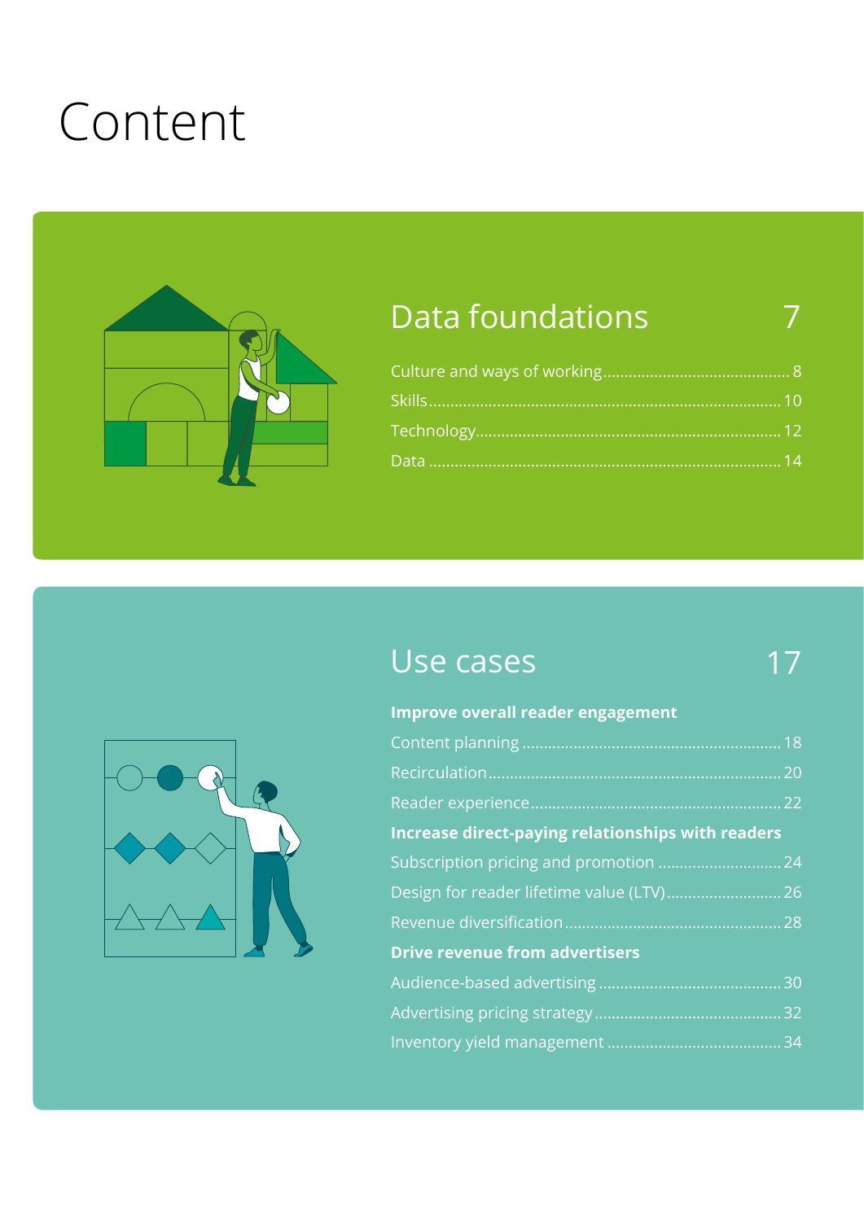# Content

## Data foundations 7

Culture and ways of working ........ 8

Skills ........ 10

Technology ........ 12

Data ........ 14

## Use cases 17

**Improve overall reader engagement**

Content planning ........ 18

Recirculation ........ 20

Reader experience ........ 22

**Increase direct-paying relationships with readers**

Subscription pricing and promotion ........ 24

Design for reader lifetime value (LTV) ........ 26

Revenue diversification ........ 28

**Drive revenue from advertisers**

Audience-based advertising ........ 30

Advertising pricing strategy ........ 32

Inventory yield management ........ 34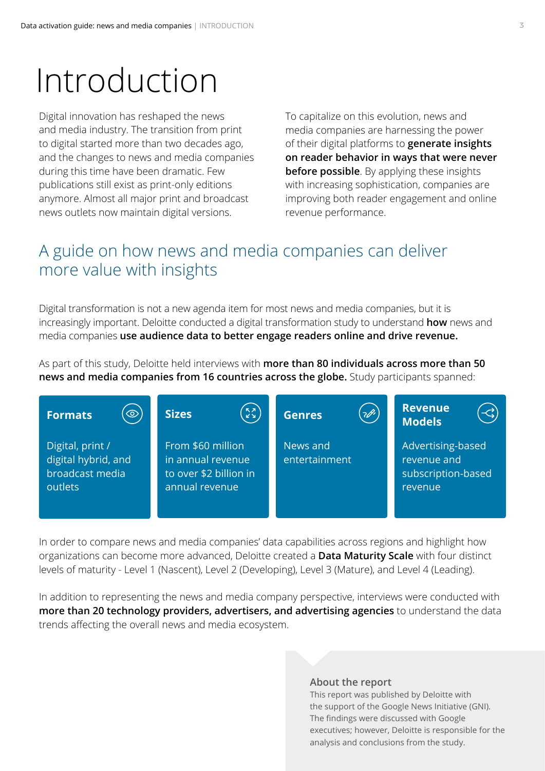# Introduction

Digital innovation has reshaped the news and media industry. The transition from print to digital started more than two decades ago, and the changes to news and media companies during this time have been dramatic. Few publications still exist as print-only editions anymore. Almost all major print and broadcast news outlets now maintain digital versions.

To capitalize on this evolution, news and media companies are harnessing the power of their digital platforms to **generate insights on reader behavior in ways that were never before possible**. By applying these insights with increasing sophistication, companies are improving both reader engagement and online revenue performance.

## A guide on how news and media companies can deliver more value with insights

Digital transformation is not a new agenda item for most news and media companies, but it is increasingly important. Deloitte conducted a digital transformation study to understand **how** news and media companies **use audience data to better engage readers online and drive revenue.**

As part of this study, Deloitte held interviews with **more than 80 individuals across more than 50 news and media companies from 16 countries across the globe.** Study participants spanned:

**Formats**

Digital, print / digital hybrid, and broadcast media outlets

**Sizes**

From $60 million in annual revenue to over $2 billion in annual revenue

**Genres**

News and entertainment

**Revenue Models**

Advertising-based revenue and subscription-based revenue

In order to compare news and media companies' data capabilities across regions and highlight how organizations can become more advanced, Deloitte created a **Data Maturity Scale** with four distinct levels of maturity - Level 1 (Nascent), Level 2 (Developing), Level 3 (Mature), and Level 4 (Leading).

In addition to representing the news and media company perspective, interviews were conducted with **more than 20 technology providers, advertisers, and advertising agencies** to understand the data trends affecting the overall news and media ecosystem.

**About the report**

This report was published by Deloitte with the support of the Google News Initiative (GNI). The findings were discussed with Google executives; however, Deloitte is responsible for the analysis and conclusions from the study.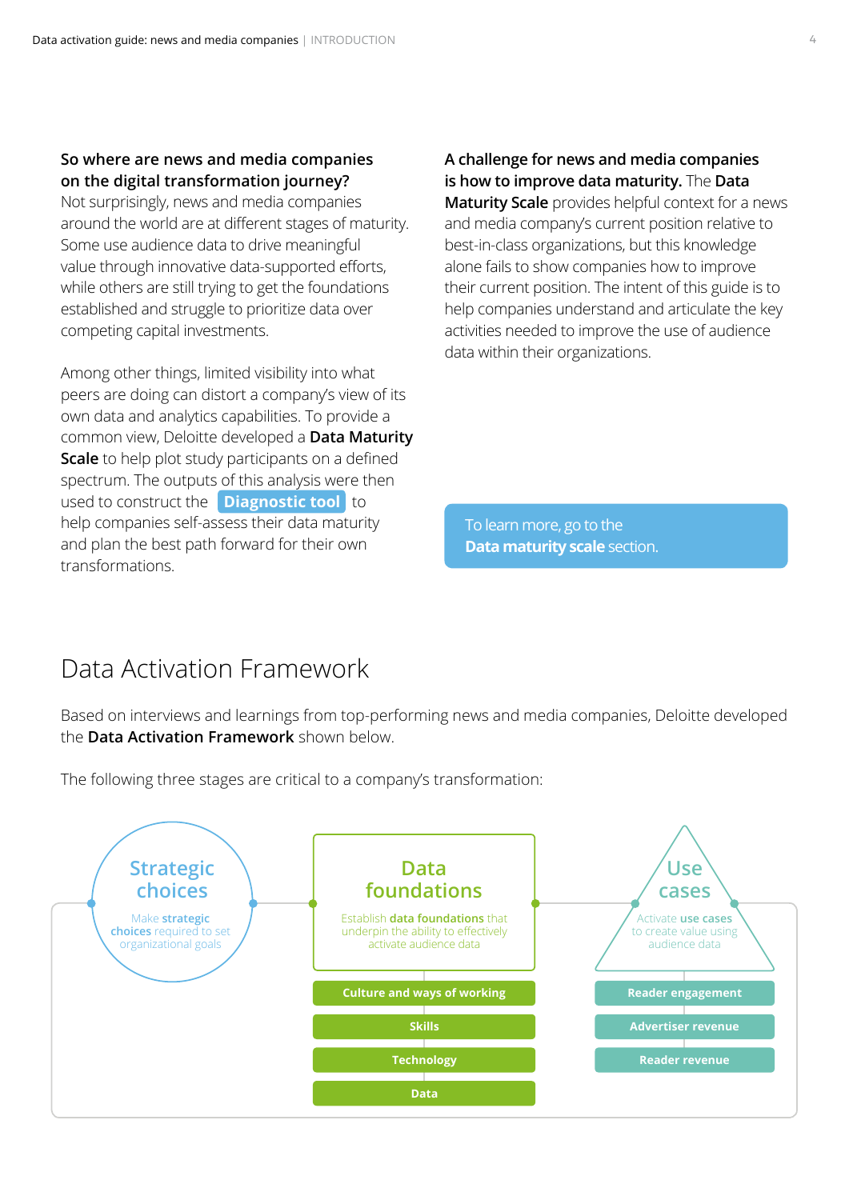**So where are news and media companies on the digital transformation journey?**
Not surprisingly, news and media companies around the world are at different stages of maturity. Some use audience data to drive meaningful value through innovative data-supported efforts, while others are still trying to get the foundations established and struggle to prioritize data over competing capital investments.

Among other things, limited visibility into what peers are doing can distort a company's view of its own data and analytics capabilities. To provide a common view, Deloitte developed a **Data Maturity Scale** to help plot study participants on a defined spectrum. The outputs of this analysis were then used to construct the **Diagnostic tool** to help companies self-assess their data maturity and plan the best path forward for their own transformations.

**A challenge for news and media companies is how to improve data maturity.** The **Data Maturity Scale** provides helpful context for a news and media company's current position relative to best-in-class organizations, but this knowledge alone fails to show companies how to improve their current position. The intent of this guide is to help companies understand and articulate the key activities needed to improve the use of audience data within their organizations.

To learn more, go to the **Data maturity scale** section.

## Data Activation Framework

Based on interviews and learnings from top-performing news and media companies, Deloitte developed the **Data Activation Framework** shown below.

The following three stages are critical to a company's transformation:

**Strategic choices**
Make **strategic choices** required to set organizational goals

**Data foundations**
Establish **data foundations** that underpin the ability to effectively activate audience data

- Culture and ways of working
- Skills
- Technology
- Data

**Use cases**
Activate **use cases** to create value using audience data

- Reader engagement
- Advertiser revenue
- Reader revenue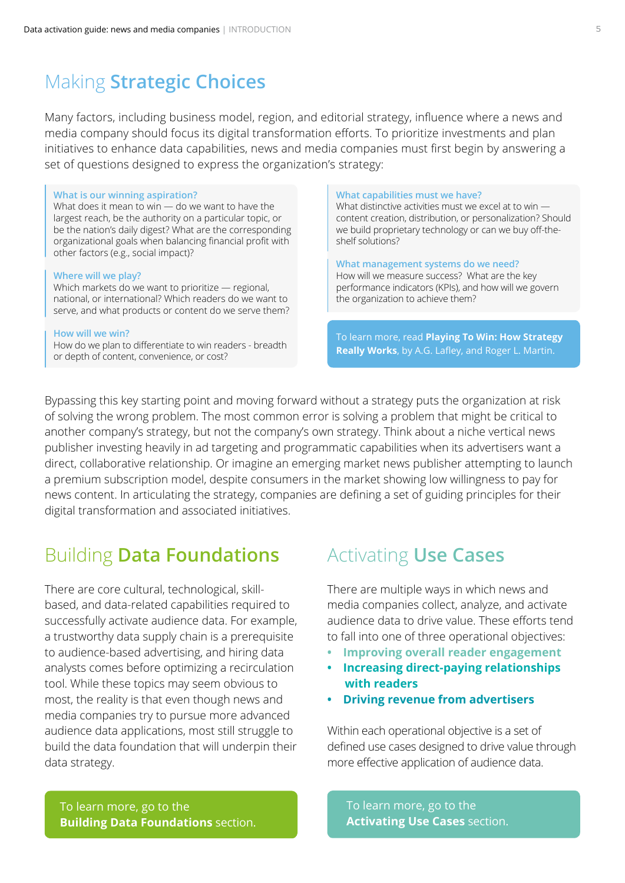## Making **Strategic Choices**

Many factors, including business model, region, and editorial strategy, influence where a news and media company should focus its digital transformation efforts. To prioritize investments and plan initiatives to enhance data capabilities, news and media companies must first begin by answering a set of questions designed to express the organization's strategy:

**What is our winning aspiration?**
What does it mean to win — do we want to have the largest reach, be the authority on a particular topic, or be the nation's daily digest? What are the corresponding organizational goals when balancing financial profit with other factors (e.g., social impact)?

**Where will we play?**
Which markets do we want to prioritize — regional, national, or international? Which readers do we want to serve, and what products or content do we serve them?

**How will we win?**
How do we plan to differentiate to win readers - breadth or depth of content, convenience, or cost?

**What capabilities must we have?**
What distinctive activities must we excel at to win — content creation, distribution, or personalization? Should we build proprietary technology or can we buy off-the-shelf solutions?

**What management systems do we need?**
How will we measure success? What are the key performance indicators (KPIs), and how will we govern the organization to achieve them?

To learn more, read **Playing To Win: How Strategy Really Works**, by A.G. Lafley, and Roger L. Martin.

Bypassing this key starting point and moving forward without a strategy puts the organization at risk of solving the wrong problem. The most common error is solving a problem that might be critical to another company's strategy, but not the company's own strategy. Think about a niche vertical news publisher investing heavily in ad targeting and programmatic capabilities when its advertisers want a direct, collaborative relationship. Or imagine an emerging market news publisher attempting to launch a premium subscription model, despite consumers in the market showing low willingness to pay for news content. In articulating the strategy, companies are defining a set of guiding principles for their digital transformation and associated initiatives.

## Building **Data Foundations**

There are core cultural, technological, skill-based, and data-related capabilities required to successfully activate audience data. For example, a trustworthy data supply chain is a prerequisite to audience-based advertising, and hiring data analysts comes before optimizing a recirculation tool. While these topics may seem obvious to most, the reality is that even though news and media companies try to pursue more advanced audience data applications, most still struggle to build the data foundation that will underpin their data strategy.

To learn more, go to the **Building Data Foundations** section.

## Activating **Use Cases**

There are multiple ways in which news and media companies collect, analyze, and activate audience data to drive value. These efforts tend to fall into one of three operational objectives:

- **Improving overall reader engagement**
- **Increasing direct-paying relationships with readers**
- **Driving revenue from advertisers**

Within each operational objective is a set of defined use cases designed to drive value through more effective application of audience data.

To learn more, go to the **Activating Use Cases** section.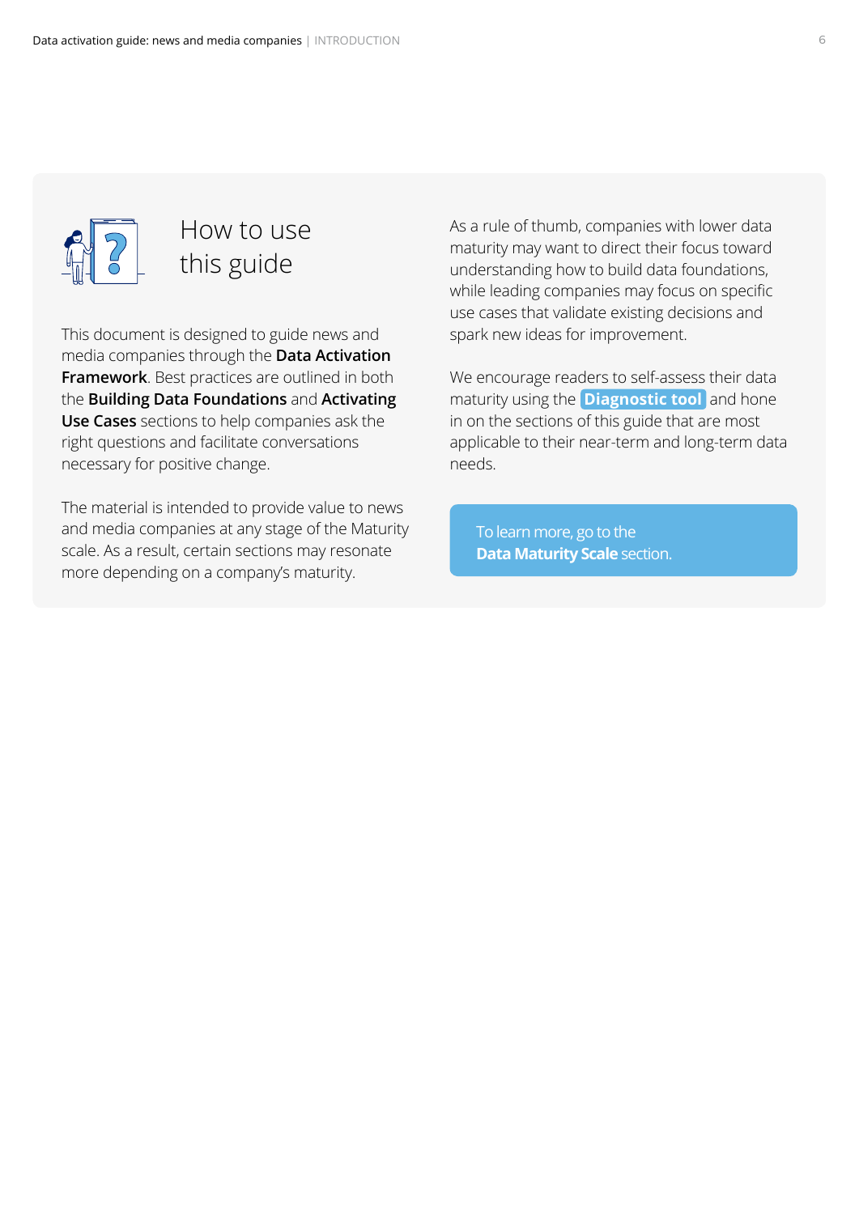# How to use this guide

This document is designed to guide news and media companies through the **Data Activation Framework**. Best practices are outlined in both the **Building Data Foundations** and **Activating Use Cases** sections to help companies ask the right questions and facilitate conversations necessary for positive change.

The material is intended to provide value to news and media companies at any stage of the Maturity scale. As a result, certain sections may resonate more depending on a company's maturity.

As a rule of thumb, companies with lower data maturity may want to direct their focus toward understanding how to build data foundations, while leading companies may focus on specific use cases that validate existing decisions and spark new ideas for improvement.

We encourage readers to self-assess their data maturity using the **Diagnostic tool** and hone in on the sections of this guide that are most applicable to their near-term and long-term data needs.

To learn more, go to the **Data Maturity Scale** section.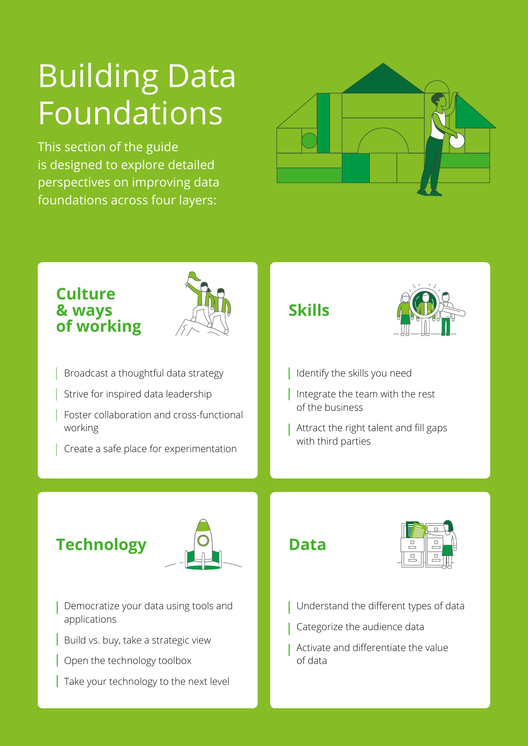# Building Data Foundations

This section of the guide is designed to explore detailed perspectives on improving data foundations across four layers:

## Culture & ways of working

- Broadcast a thoughtful data strategy
- Strive for inspired data leadership
- Foster collaboration and cross-functional working
- Create a safe place for experimentation

## Skills

- Identify the skills you need
- Integrate the team with the rest of the business
- Attract the right talent and fill gaps with third parties

## Technology

- Democratize your data using tools and applications
- Build vs. buy, take a strategic view
- Open the technology toolbox
- Take your technology to the next level

## Data

- Understand the different types of data
- Categorize the audience data
- Activate and differentiate the value of data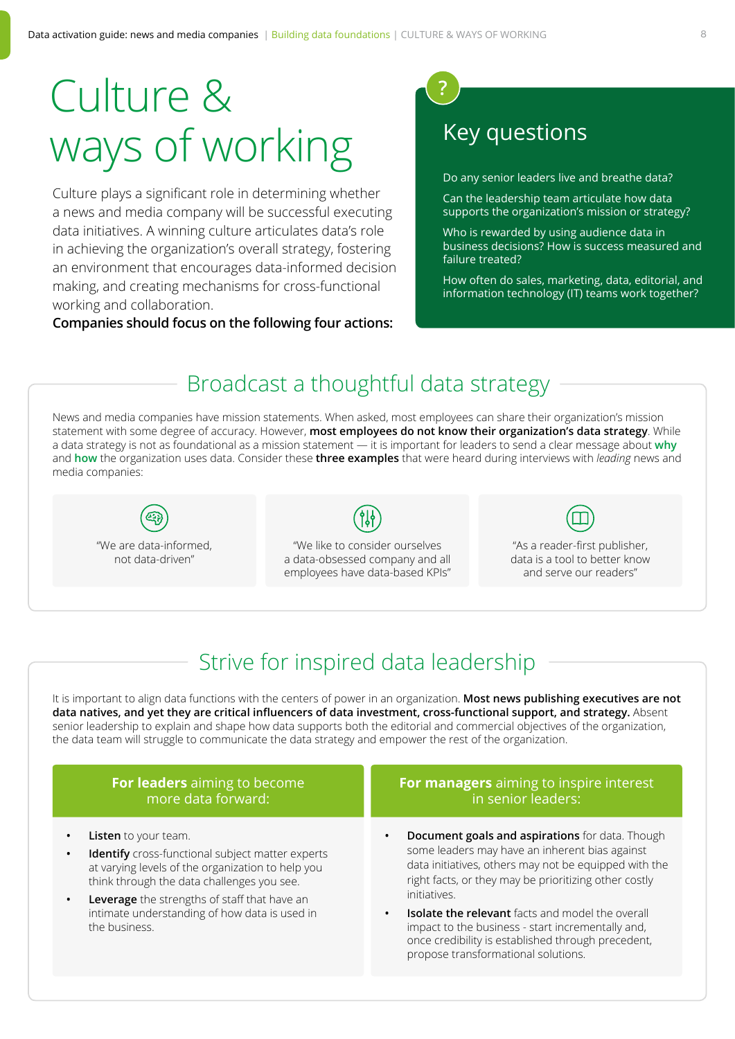# Culture & ways of working

Culture plays a significant role in determining whether a news and media company will be successful executing data initiatives. A winning culture articulates data's role in achieving the organization's overall strategy, fostering an environment that encourages data-informed decision making, and creating mechanisms for cross-functional working and collaboration.

**Companies should focus on the following four actions:**

## Key questions

Do any senior leaders live and breathe data?

Can the leadership team articulate how data supports the organization's mission or strategy?

Who is rewarded by using audience data in business decisions? How is success measured and failure treated?

How often do sales, marketing, data, editorial, and information technology (IT) teams work together?

## Broadcast a thoughtful data strategy

News and media companies have mission statements. When asked, most employees can share their organization's mission statement with some degree of accuracy. However, **most employees do not know their organization's data strategy**. While a data strategy is not as foundational as a mission statement — it is important for leaders to send a clear message about **why** and **how** the organization uses data. Consider these **three examples** that were heard during interviews with *leading* news and media companies:

"We are data-informed, not data-driven"

"We like to consider ourselves a data-obsessed company and all employees have data-based KPIs"

"As a reader-first publisher, data is a tool to better know and serve our readers"

## Strive for inspired data leadership

It is important to align data functions with the centers of power in an organization. **Most news publishing executives are not data natives, and yet they are critical influencers of data investment, cross-functional support, and strategy.** Absent senior leadership to explain and shape how data supports both the editorial and commercial objectives of the organization, the data team will struggle to communicate the data strategy and empower the rest of the organization.

### **For leaders** aiming to become more data forward:

- **Listen** to your team.
- **Identify** cross-functional subject matter experts at varying levels of the organization to help you think through the data challenges you see.
- **Leverage** the strengths of staff that have an intimate understanding of how data is used in the business.

### **For managers** aiming to inspire interest in senior leaders:

- **Document goals and aspirations** for data. Though some leaders may have an inherent bias against data initiatives, others may not be equipped with the right facts, or they may be prioritizing other costly initiatives.
- **Isolate the relevant** facts and model the overall impact to the business - start incrementally and, once credibility is established through precedent, propose transformational solutions.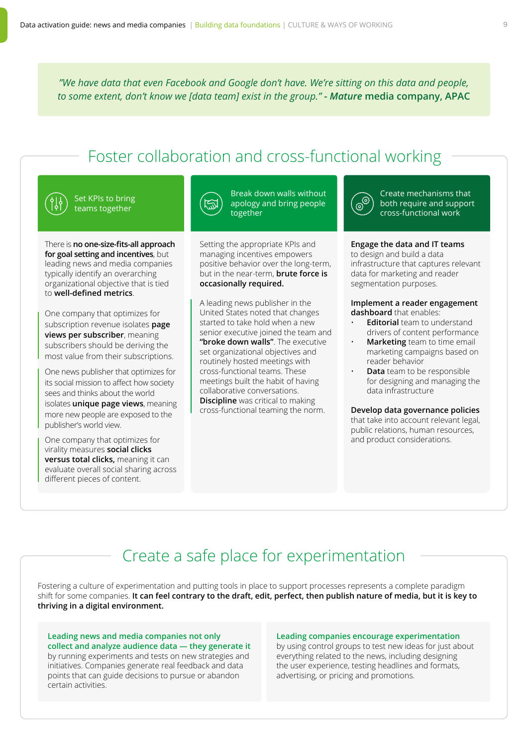*"We have data that even Facebook and Google don't have. We're sitting on this data and people, to some extent, don't know we [data team] exist in the group." - **Mature** media company, APAC*

## Foster collaboration and cross-functional working

### Set KPIs to bring teams together

There is **no one-size-fits-all approach for goal setting and incentives**, but leading news and media companies typically identify an overarching organizational objective that is tied to **well-defined metrics**.

One company that optimizes for subscription revenue isolates **page views per subscriber**, meaning subscribers should be deriving the most value from their subscriptions.

One news publisher that optimizes for its social mission to affect how society sees and thinks about the world isolates **unique page views**, meaning more new people are exposed to the publisher's world view.

One company that optimizes for virality measures **social clicks versus total clicks,** meaning it can evaluate overall social sharing across different pieces of content.

### Break down walls without apology and bring people together

Setting the appropriate KPIs and managing incentives empowers positive behavior over the long-term, but in the near-term, **brute force is occasionally required.**

A leading news publisher in the United States noted that changes started to take hold when a new senior executive joined the team and **"broke down walls"**. The executive set organizational objectives and routinely hosted meetings with cross-functional teams. These meetings built the habit of having collaborative conversations. **Discipline** was critical to making cross-functional teaming the norm.

### Create mechanisms that both require and support cross-functional work

**Engage the data and IT teams** to design and build a data infrastructure that captures relevant data for marketing and reader segmentation purposes.

**Implement a reader engagement dashboard** that enables:

- **Editorial** team to understand drivers of content performance
- **Marketing** team to time email marketing campaigns based on reader behavior
- **Data** team to be responsible for designing and managing the data infrastructure

**Develop data governance policies** that take into account relevant legal, public relations, human resources, and product considerations.

## Create a safe place for experimentation

Fostering a culture of experimentation and putting tools in place to support processes represents a complete paradigm shift for some companies. **It can feel contrary to the draft, edit, perfect, then publish nature of media, but it is key to thriving in a digital environment.**

**Leading news and media companies not only collect and analyze audience data — they generate it** by running experiments and tests on new strategies and initiatives. Companies generate real feedback and data points that can guide decisions to pursue or abandon certain activities.

**Leading companies encourage experimentation** by using control groups to test new ideas for just about everything related to the news, including designing the user experience, testing headlines and formats, advertising, or pricing and promotions.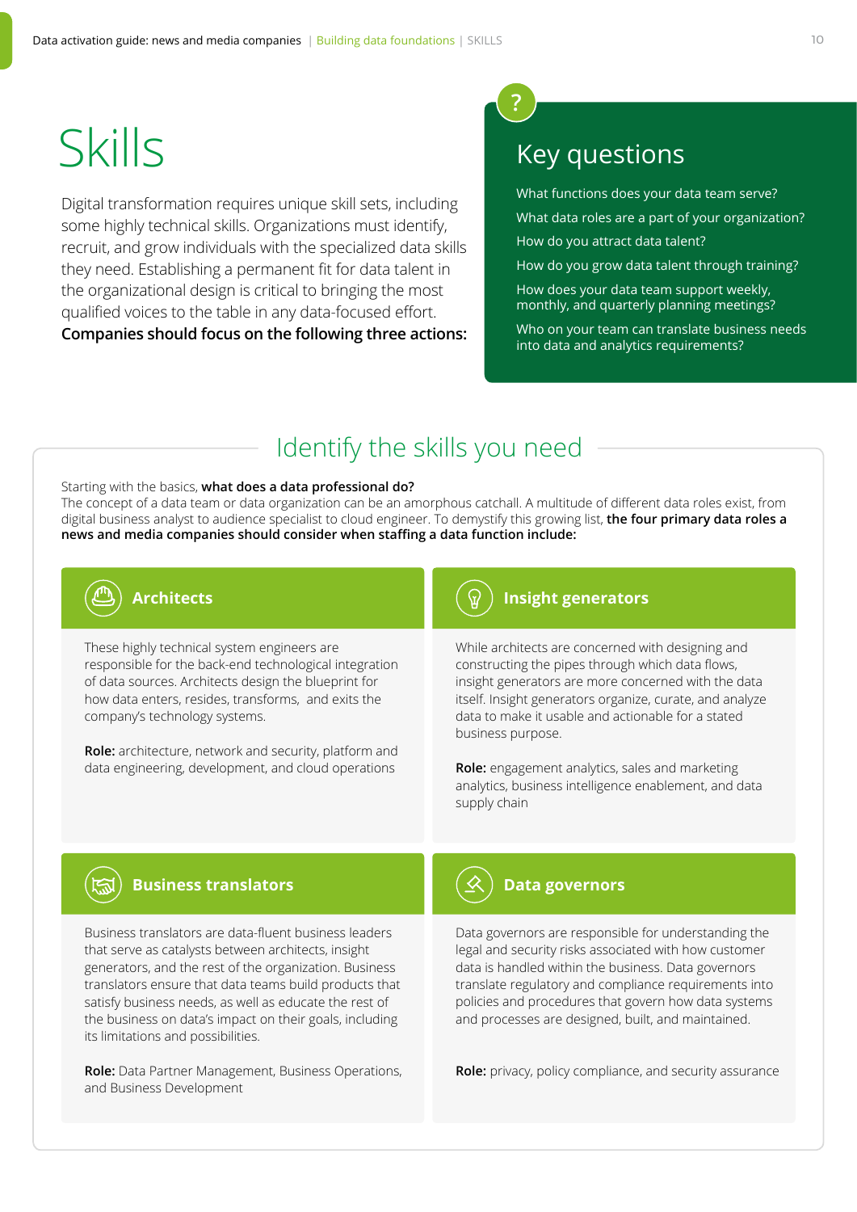# Skills

Digital transformation requires unique skill sets, including some highly technical skills. Organizations must identify, recruit, and grow individuals with the specialized data skills they need. Establishing a permanent fit for data talent in the organizational design is critical to bringing the most qualified voices to the table in any data-focused effort. **Companies should focus on the following three actions:**

## Key questions

What functions does your data team serve?

What data roles are a part of your organization?

How do you attract data talent?

How do you grow data talent through training?

How does your data team support weekly, monthly, and quarterly planning meetings?

Who on your team can translate business needs into data and analytics requirements?

## Identify the skills you need

Starting with the basics, **what does a data professional do?**
The concept of a data team or data organization can be an amorphous catchall. A multitude of different data roles exist, from digital business analyst to audience specialist to cloud engineer. To demystify this growing list, **the four primary data roles a news and media companies should consider when staffing a data function include:**

### Architects

These highly technical system engineers are responsible for the back-end technological integration of data sources. Architects design the blueprint for how data enters, resides, transforms, and exits the company's technology systems.

**Role:** architecture, network and security, platform and data engineering, development, and cloud operations

### Insight generators

While architects are concerned with designing and constructing the pipes through which data flows, insight generators are more concerned with the data itself. Insight generators organize, curate, and analyze data to make it usable and actionable for a stated business purpose.

**Role:** engagement analytics, sales and marketing analytics, business intelligence enablement, and data supply chain

### Business translators

Business translators are data-fluent business leaders that serve as catalysts between architects, insight generators, and the rest of the organization. Business translators ensure that data teams build products that satisfy business needs, as well as educate the rest of the business on data's impact on their goals, including its limitations and possibilities.

**Role:** Data Partner Management, Business Operations, and Business Development

### Data governors

Data governors are responsible for understanding the legal and security risks associated with how customer data is handled within the business. Data governors translate regulatory and compliance requirements into policies and procedures that govern how data systems and processes are designed, built, and maintained.

**Role:** privacy, policy compliance, and security assurance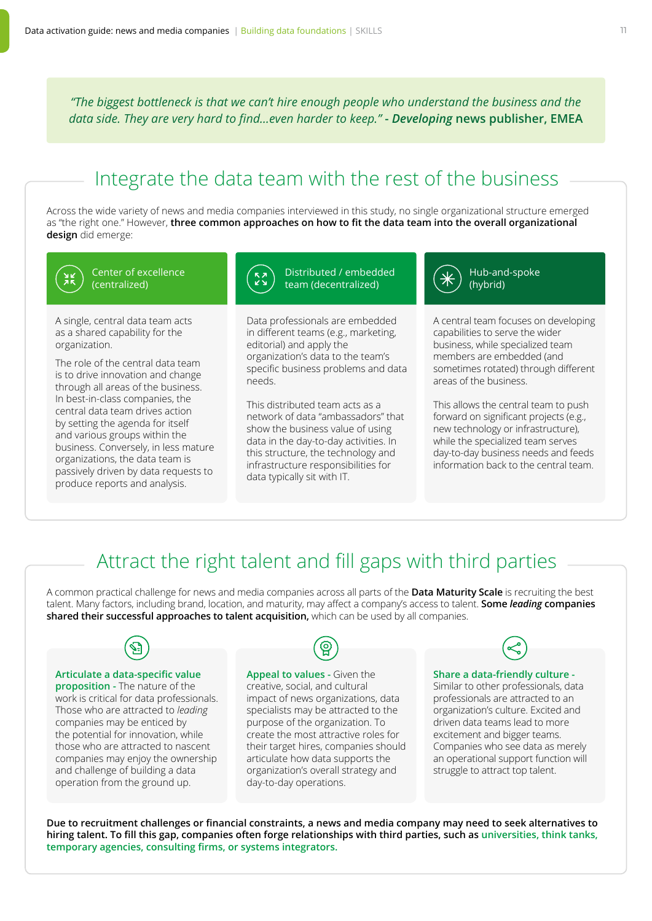> *"The biggest bottleneck is that we can't hire enough people who understand the business and the data side. They are very hard to find...even harder to keep."* - ***Developing*** **news publisher, EMEA**

## Integrate the data team with the rest of the business

Across the wide variety of news and media companies interviewed in this study, no single organizational structure emerged as "the right one." However, **three common approaches on how to fit the data team into the overall organizational design** did emerge:

### Center of excellence (centralized)

A single, central data team acts as a shared capability for the organization.

The role of the central data team is to drive innovation and change through all areas of the business. In best-in-class companies, the central data team drives action by setting the agenda for itself and various groups within the business. Conversely, in less mature organizations, the data team is passively driven by data requests to produce reports and analysis.

### Distributed / embedded team (decentralized)

Data professionals are embedded in different teams (e.g., marketing, editorial) and apply the organization's data to the team's specific business problems and data needs.

This distributed team acts as a network of data "ambassadors" that show the business value of using data in the day-to-day activities. In this structure, the technology and infrastructure responsibilities for data typically sit with IT.

### Hub-and-spoke (hybrid)

A central team focuses on developing capabilities to serve the wider business, while specialized team members are embedded (and sometimes rotated) through different areas of the business.

This allows the central team to push forward on significant projects (e.g., new technology or infrastructure), while the specialized team serves day-to-day business needs and feeds information back to the central team.

## Attract the right talent and fill gaps with third parties

A common practical challenge for news and media companies across all parts of the **Data Maturity Scale** is recruiting the best talent. Many factors, including brand, location, and maturity, may affect a company's access to talent. **Some *leading* companies shared their successful approaches to talent acquisition,** which can be used by all companies.

**Articulate a data-specific value proposition -** The nature of the work is critical for data professionals. Those who are attracted to *leading* companies may be enticed by the potential for innovation, while those who are attracted to nascent companies may enjoy the ownership and challenge of building a data operation from the ground up.

**Appeal to values -** Given the creative, social, and cultural impact of news organizations, data specialists may be attracted to the purpose of the organization. To create the most attractive roles for their target hires, companies should articulate how data supports the organization's overall strategy and day-to-day operations.

**Share a data-friendly culture -** Similar to other professionals, data professionals are attracted to an organization's culture. Excited and driven data teams lead to more excitement and bigger teams. Companies who see data as merely an operational support function will struggle to attract top talent.

**Due to recruitment challenges or financial constraints, a news and media company may need to seek alternatives to hiring talent. To fill this gap, companies often forge relationships with third parties, such as universities, think tanks, temporary agencies, consulting firms, or systems integrators.**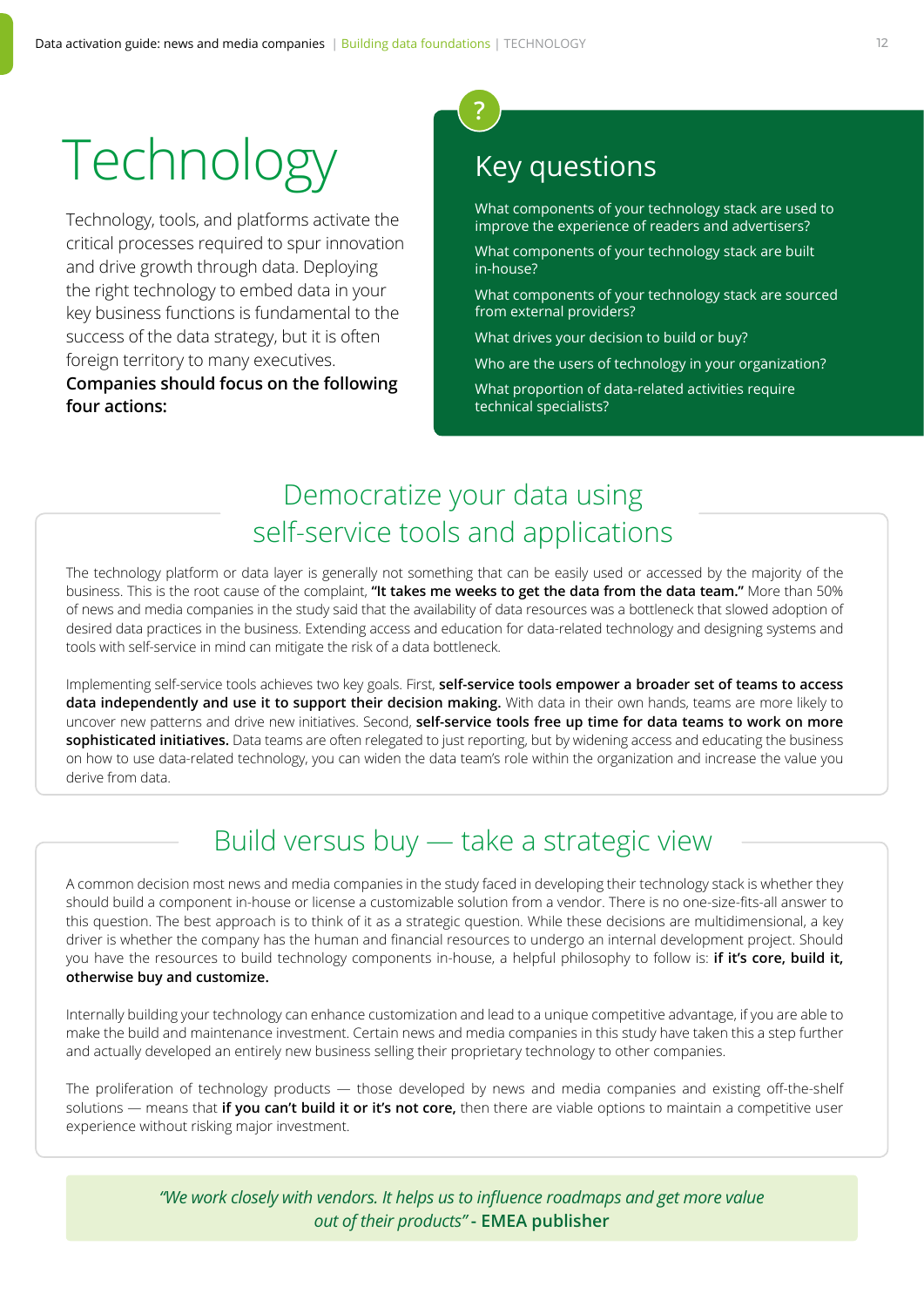# Technology

Technology, tools, and platforms activate the critical processes required to spur innovation and drive growth through data. Deploying the right technology to embed data in your key business functions is fundamental to the success of the data strategy, but it is often foreign territory to many executives. **Companies should focus on the following four actions:**

## Key questions

What components of your technology stack are used to improve the experience of readers and advertisers?

What components of your technology stack are built in-house?

What components of your technology stack are sourced from external providers?

What drives your decision to build or buy?

Who are the users of technology in your organization?

What proportion of data-related activities require technical specialists?

## Democratize your data using self-service tools and applications

The technology platform or data layer is generally not something that can be easily used or accessed by the majority of the business. This is the root cause of the complaint, **"It takes me weeks to get the data from the data team."** More than 50% of news and media companies in the study said that the availability of data resources was a bottleneck that slowed adoption of desired data practices in the business. Extending access and education for data-related technology and designing systems and tools with self-service in mind can mitigate the risk of a data bottleneck.

Implementing self-service tools achieves two key goals. First, **self-service tools empower a broader set of teams to access data independently and use it to support their decision making.** With data in their own hands, teams are more likely to uncover new patterns and drive new initiatives. Second, **self-service tools free up time for data teams to work on more sophisticated initiatives.** Data teams are often relegated to just reporting, but by widening access and educating the business on how to use data-related technology, you can widen the data team's role within the organization and increase the value you derive from data.

## Build versus buy — take a strategic view

A common decision most news and media companies in the study faced in developing their technology stack is whether they should build a component in-house or license a customizable solution from a vendor. There is no one-size-fits-all answer to this question. The best approach is to think of it as a strategic question. While these decisions are multidimensional, a key driver is whether the company has the human and financial resources to undergo an internal development project. Should you have the resources to build technology components in-house, a helpful philosophy to follow is: **if it's core, build it, otherwise buy and customize.**

Internally building your technology can enhance customization and lead to a unique competitive advantage, if you are able to make the build and maintenance investment. Certain news and media companies in this study have taken this a step further and actually developed an entirely new business selling their proprietary technology to other companies.

The proliferation of technology products — those developed by news and media companies and existing off-the-shelf solutions — means that **if you can't build it or it's not core,** then there are viable options to maintain a competitive user experience without risking major investment.

> *"We work closely with vendors. It helps us to influence roadmaps and get more value out of their products"* - **EMEA publisher**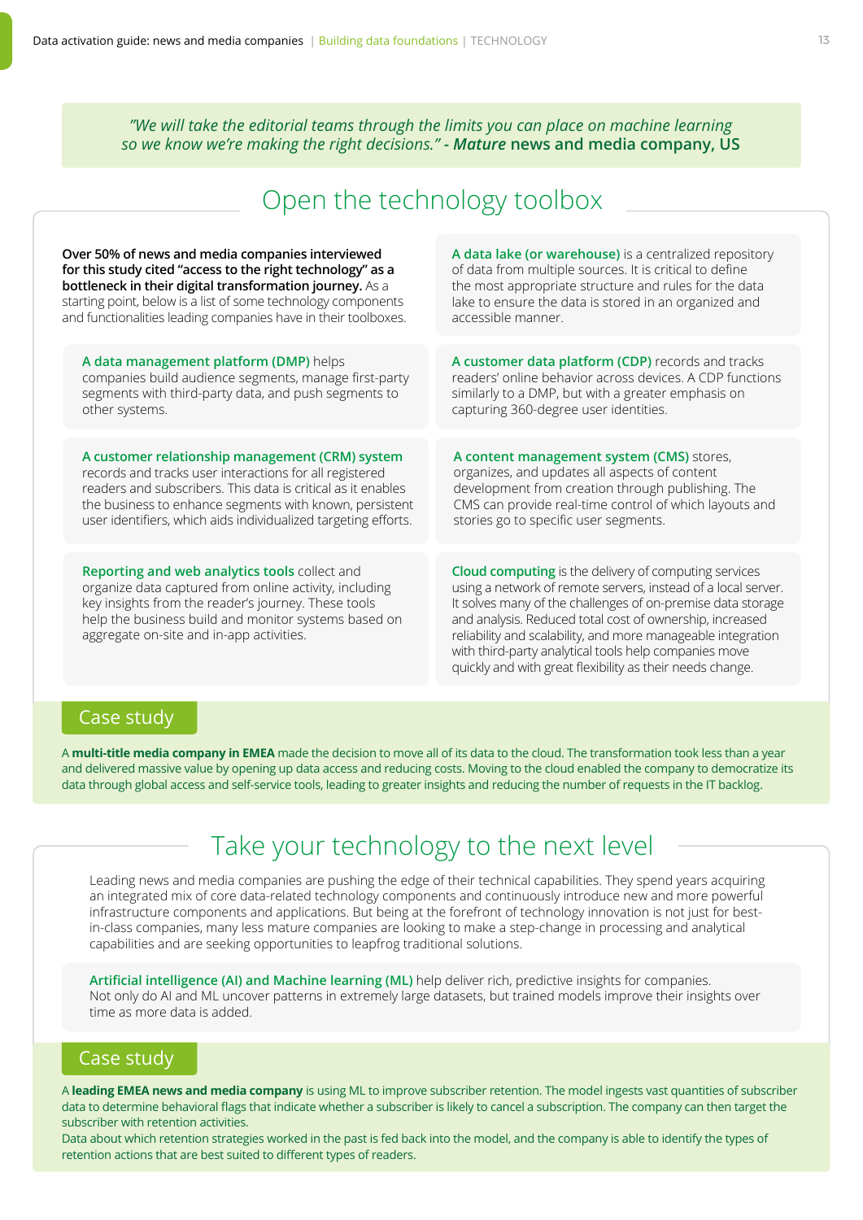*"We will take the editorial teams through the limits you can place on machine learning so we know we're making the right decisions." - **Mature*** **news and media company, US**

## Open the technology toolbox

**Over 50% of news and media companies interviewed for this study cited "access to the right technology" as a bottleneck in their digital transformation journey.** As a starting point, below is a list of some technology components and functionalities leading companies have in their toolboxes.

**A data lake (or warehouse)** is a centralized repository of data from multiple sources. It is critical to define the most appropriate structure and rules for the data lake to ensure the data is stored in an organized and accessible manner.

**A data management platform (DMP)** helps companies build audience segments, manage first-party segments with third-party data, and push segments to other systems.

**A customer data platform (CDP)** records and tracks readers' online behavior across devices. A CDP functions similarly to a DMP, but with a greater emphasis on capturing 360-degree user identities.

**A customer relationship management (CRM) system** records and tracks user interactions for all registered readers and subscribers. This data is critical as it enables the business to enhance segments with known, persistent user identifiers, which aids individualized targeting efforts.

**A content management system (CMS)** stores, organizes, and updates all aspects of content development from creation through publishing. The CMS can provide real-time control of which layouts and stories go to specific user segments.

**Reporting and web analytics tools** collect and organize data captured from online activity, including key insights from the reader's journey. These tools help the business build and monitor systems based on aggregate on-site and in-app activities.

**Cloud computing** is the delivery of computing services using a network of remote servers, instead of a local server. It solves many of the challenges of on-premise data storage and analysis. Reduced total cost of ownership, increased reliability and scalability, and more manageable integration with third-party analytical tools help companies move quickly and with great flexibility as their needs change.

### Case study

A **multi-title media company in EMEA** made the decision to move all of its data to the cloud. The transformation took less than a year and delivered massive value by opening up data access and reducing costs. Moving to the cloud enabled the company to democratize its data through global access and self-service tools, leading to greater insights and reducing the number of requests in the IT backlog.

## Take your technology to the next level

Leading news and media companies are pushing the edge of their technical capabilities. They spend years acquiring an integrated mix of core data-related technology components and continuously introduce new and more powerful infrastructure components and applications. But being at the forefront of technology innovation is not just for best-in-class companies, many less mature companies are looking to make a step-change in processing and analytical capabilities and are seeking opportunities to leapfrog traditional solutions.

**Artificial intelligence (AI) and Machine learning (ML)** help deliver rich, predictive insights for companies. Not only do AI and ML uncover patterns in extremely large datasets, but trained models improve their insights over time as more data is added.

### Case study

A **leading EMEA news and media company** is using ML to improve subscriber retention. The model ingests vast quantities of subscriber data to determine behavioral flags that indicate whether a subscriber is likely to cancel a subscription. The company can then target the subscriber with retention activities.
Data about which retention strategies worked in the past is fed back into the model, and the company is able to identify the types of retention actions that are best suited to different types of readers.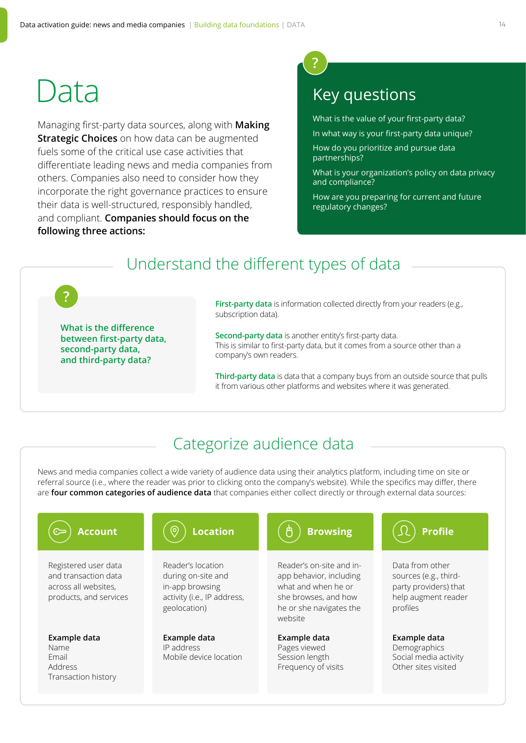# Data

Managing first-party data sources, along with **Making Strategic Choices** on how data can be augmented fuels some of the critical use case activities that differentiate leading news and media companies from others. Companies also need to consider how they incorporate the right governance practices to ensure their data is well-structured, responsibly handled, and compliant. **Companies should focus on the following three actions:**

## Key questions

- What is the value of your first-party data?
- In what way is your first-party data unique?
- How do you prioritize and pursue data partnerships?
- What is your organization's policy on data privacy and compliance?
- How are you preparing for current and future regulatory changes?

## Understand the different types of data

**What is the difference between first-party data, second-party data, and third-party data?**

**First-party data** is information collected directly from your readers (e.g., subscription data).

**Second-party data** is another entity's first-party data. This is similar to first-party data, but it comes from a source other than a company's own readers.

**Third-party data** is data that a company buys from an outside source that pulls it from various other platforms and websites where it was generated.

## Categorize audience data

News and media companies collect a wide variety of audience data using their analytics platform, including time on site or referral source (i.e., where the reader was prior to clicking onto the company's website). While the specifics may differ, there are **four common categories of audience data** that companies either collect directly or through external data sources:

### Account

Registered user data and transaction data across all websites, products, and services

**Example data**
Name
Email
Address
Transaction history

### Location

Reader's location during on-site and in-app browsing activity (i.e., IP address, geolocation)

**Example data**
IP address
Mobile device location

### Browsing

Reader's on-site and in-app behavior, including what and when he or she browses, and how he or she navigates the website

**Example data**
Pages viewed
Session length
Frequency of visits

### Profile

Data from other sources (e.g., third-party providers) that help augment reader profiles

**Example data**
Demographics
Social media activity
Other sites visited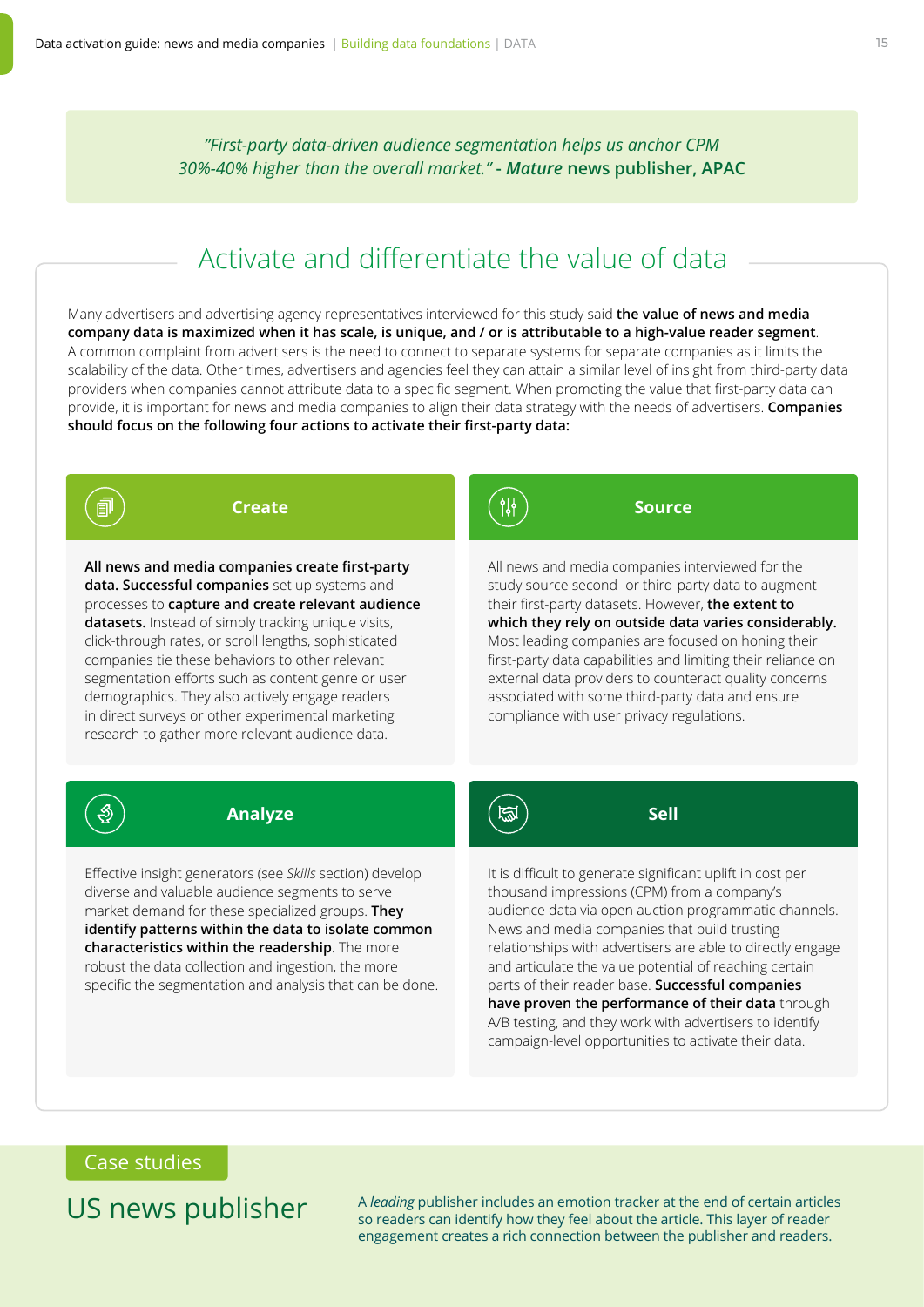*"First-party data-driven audience segmentation helps us anchor CPM 30%-40% higher than the overall market." -* ***Mature*** **news publisher, APAC**

## Activate and differentiate the value of data

Many advertisers and advertising agency representatives interviewed for this study said **the value of news and media company data is maximized when it has scale, is unique, and / or is attributable to a high-value reader segment**. A common complaint from advertisers is the need to connect to separate systems for separate companies as it limits the scalability of the data. Other times, advertisers and agencies feel they can attain a similar level of insight from third-party data providers when companies cannot attribute data to a specific segment. When promoting the value that first-party data can provide, it is important for news and media companies to align their data strategy with the needs of advertisers. **Companies should focus on the following four actions to activate their first-party data:**

### Create

**All news and media companies create first-party data. Successful companies** set up systems and processes to **capture and create relevant audience datasets.** Instead of simply tracking unique visits, click-through rates, or scroll lengths, sophisticated companies tie these behaviors to other relevant segmentation efforts such as content genre or user demographics. They also actively engage readers in direct surveys or other experimental marketing research to gather more relevant audience data.

### Source

All news and media companies interviewed for the study source second- or third-party data to augment their first-party datasets. However, **the extent to which they rely on outside data varies considerably.** Most leading companies are focused on honing their first-party data capabilities and limiting their reliance on external data providers to counteract quality concerns associated with some third-party data and ensure compliance with user privacy regulations.

### Analyze

Effective insight generators (see *Skills* section) develop diverse and valuable audience segments to serve market demand for these specialized groups. **They identify patterns within the data to isolate common characteristics within the readership**. The more robust the data collection and ingestion, the more specific the segmentation and analysis that can be done.

### Sell

It is difficult to generate significant uplift in cost per thousand impressions (CPM) from a company's audience data via open auction programmatic channels. News and media companies that build trusting relationships with advertisers are able to directly engage and articulate the value potential of reaching certain parts of their reader base. **Successful companies have proven the performance of their data** through A/B testing, and they work with advertisers to identify campaign-level opportunities to activate their data.

## Case studies

### US news publisher

A *leading* publisher includes an emotion tracker at the end of certain articles so readers can identify how they feel about the article. This layer of reader engagement creates a rich connection between the publisher and readers.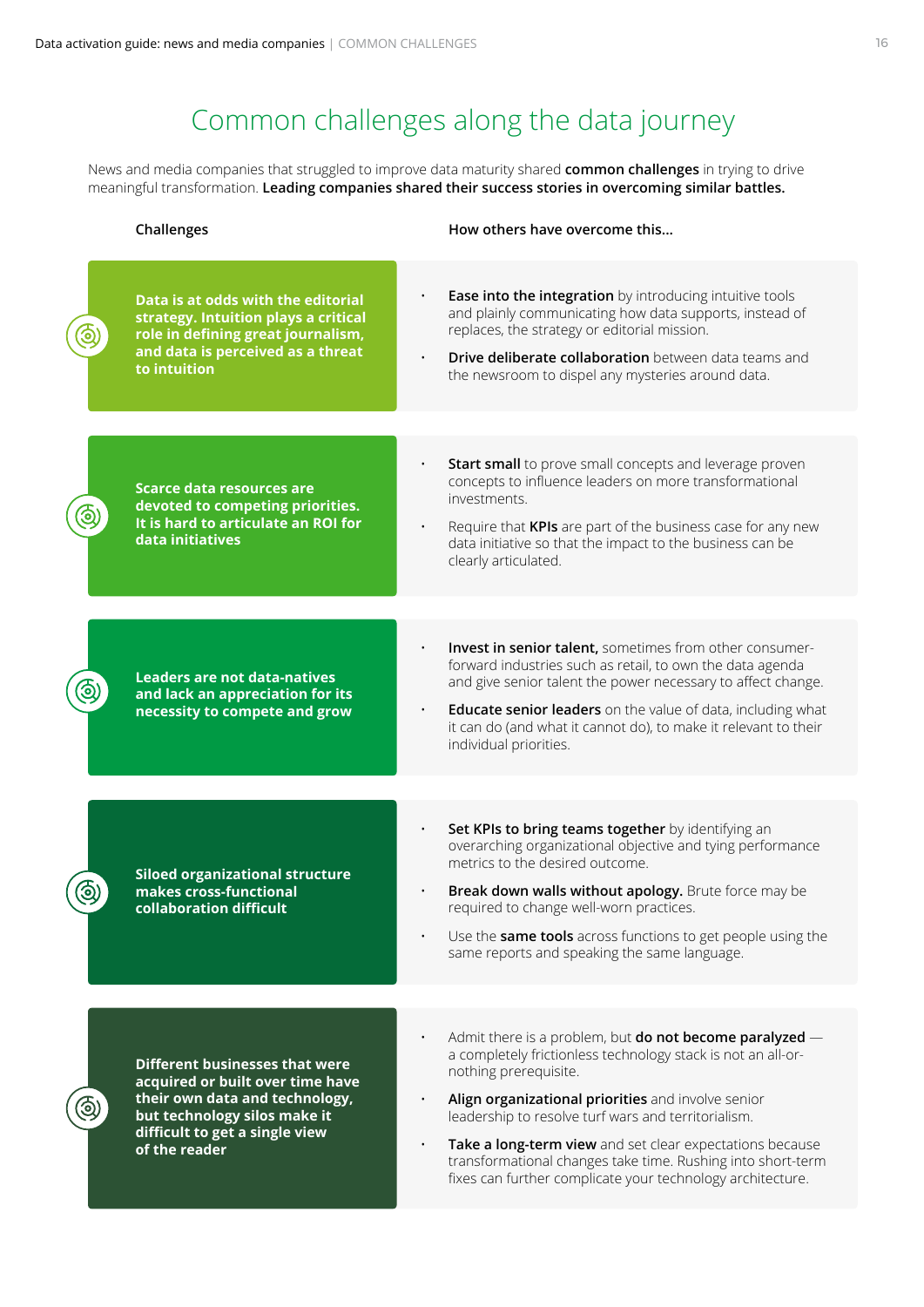# Common challenges along the data journey

News and media companies that struggled to improve data maturity shared **common challenges** in trying to drive meaningful transformation. **Leading companies shared their success stories in overcoming similar battles.**

| Challenges | How others have overcome this... |
|---|---|
| **Data is at odds with the editorial strategy. Intuition plays a critical role in defining great journalism, and data is perceived as a threat to intuition** | • **Ease into the integration** by introducing intuitive tools and plainly communicating how data supports, instead of replaces, the strategy or editorial mission.<br>• **Drive deliberate collaboration** between data teams and the newsroom to dispel any mysteries around data. |
| **Scarce data resources are devoted to competing priorities. It is hard to articulate an ROI for data initiatives** | • **Start small** to prove small concepts and leverage proven concepts to influence leaders on more transformational investments.<br>• Require that **KPIs** are part of the business case for any new data initiative so that the impact to the business can be clearly articulated. |
| **Leaders are not data-natives and lack an appreciation for its necessity to compete and grow** | • **Invest in senior talent,** sometimes from other consumer-forward industries such as retail, to own the data agenda and give senior talent the power necessary to affect change.<br>• **Educate senior leaders** on the value of data, including what it can do (and what it cannot do), to make it relevant to their individual priorities. |
| **Siloed organizational structure makes cross-functional collaboration difficult** | • **Set KPIs to bring teams together** by identifying an overarching organizational objective and tying performance metrics to the desired outcome.<br>• **Break down walls without apology.** Brute force may be required to change well-worn practices.<br>• Use the **same tools** across functions to get people using the same reports and speaking the same language. |
| **Different businesses that were acquired or built over time have their own data and technology, but technology silos make it difficult to get a single view of the reader** | • Admit there is a problem, but **do not become paralyzed** — a completely frictionless technology stack is not an all-or-nothing prerequisite.<br>• **Align organizational priorities** and involve senior leadership to resolve turf wars and territorialism.<br>• **Take a long-term view** and set clear expectations because transformational changes take time. Rushing into short-term fixes can further complicate your technology architecture. |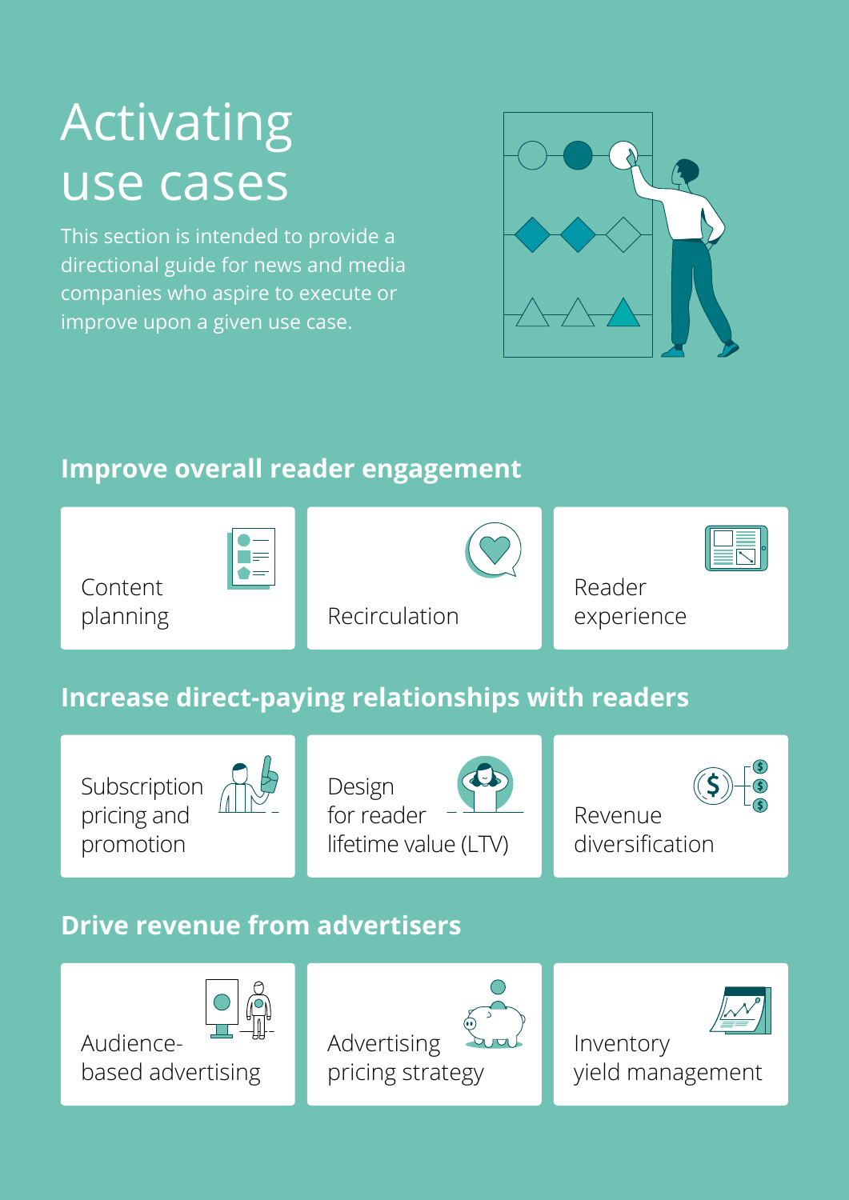# Activating use cases

This section is intended to provide a directional guide for news and media companies who aspire to execute or improve upon a given use case.

## Improve overall reader engagement

- Content planning
- Recirculation
- Reader experience

## Increase direct-paying relationships with readers

- Subscription pricing and promotion
- Design for reader lifetime value (LTV)
- Revenue diversification

## Drive revenue from advertisers

- Audience-based advertising
- Advertising pricing strategy
- Inventory yield management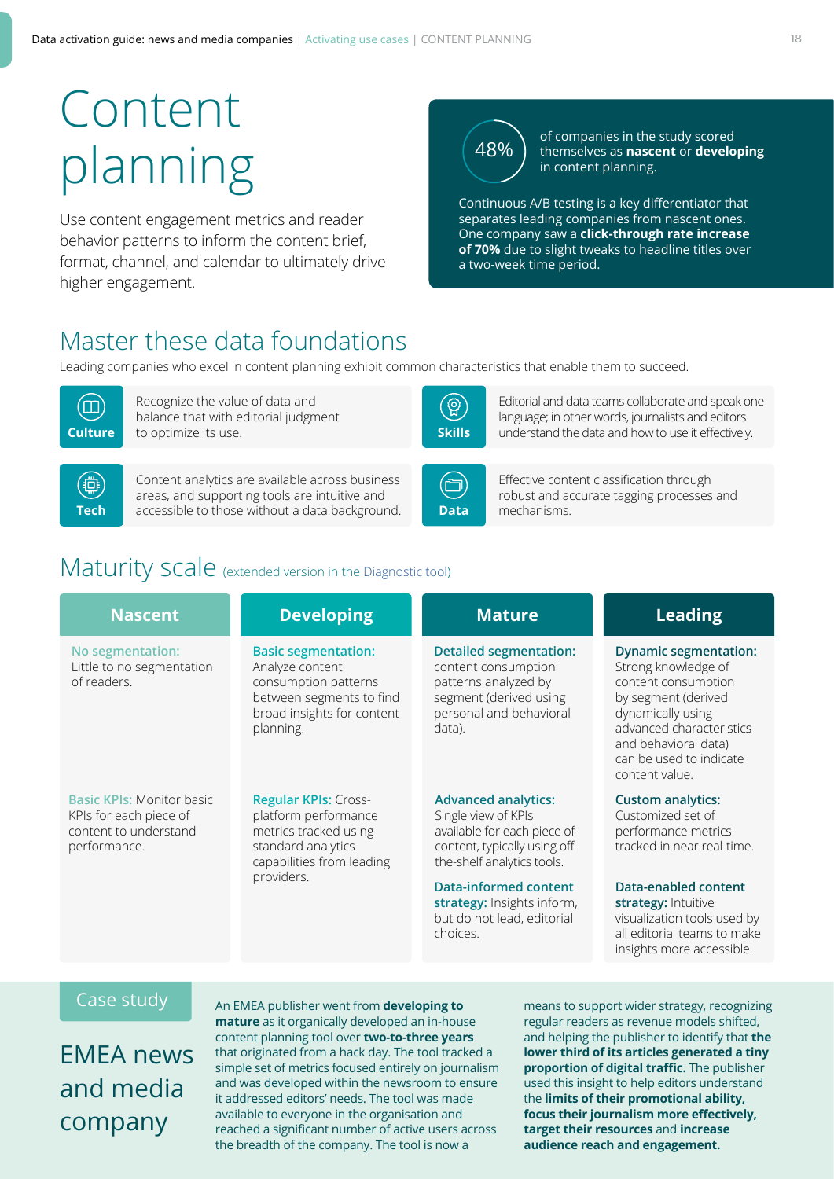# Content planning

Use content engagement metrics and reader behavior patterns to inform the content brief, format, channel, and calendar to ultimately drive higher engagement.

**48%** of companies in the study scored themselves as **nascent** or **developing** in content planning.

Continuous A/B testing is a key differentiator that separates leading companies from nascent ones. One company saw a **click-through rate increase of 70%** due to slight tweaks to headline titles over a two-week time period.

## Master these data foundations

Leading companies who excel in content planning exhibit common characteristics that enable them to succeed.

**Culture**: Recognize the value of data and balance that with editorial judgment to optimize its use.

**Skills**: Editorial and data teams collaborate and speak one language; in other words, journalists and editors understand the data and how to use it effectively.

**Tech**: Content analytics are available across business areas, and supporting tools are intuitive and accessible to those without a data background.

**Data**: Effective content classification through robust and accurate tagging processes and mechanisms.

## Maturity scale (extended version in the Diagnostic tool)

| Nascent | Developing | Mature | Leading |
|---|---|---|---|
| **No segmentation:** Little to no segmentation of readers. | **Basic segmentation:** Analyze content consumption patterns between segments to find broad insights for content planning. | **Detailed segmentation:** content consumption patterns analyzed by segment (derived using personal and behavioral data). | **Dynamic segmentation:** Strong knowledge of content consumption by segment (derived dynamically using advanced characteristics and behavioral data) can be used to indicate content value. |
| **Basic KPIs:** Monitor basic KPIs for each piece of content to understand performance. | **Regular KPIs:** Cross-platform performance metrics tracked using standard analytics capabilities from leading providers. | **Advanced analytics:** Single view of KPIs available for each piece of content, typically using off-the-shelf analytics tools. | **Custom analytics:** Customized set of performance metrics tracked in near real-time. |
| | | **Data-informed content strategy:** Insights inform, but do not lead, editorial choices. | **Data-enabled content strategy:** Intuitive visualization tools used by all editorial teams to make insights more accessible. |

## Case study

### EMEA news and media company

An EMEA publisher went from **developing to mature** as it organically developed an in-house content planning tool over **two-to-three years** that originated from a hack day. The tool tracked a simple set of metrics focused entirely on journalism and was developed within the newsroom to ensure it addressed editors' needs. The tool was made available to everyone in the organisation and reached a significant number of active users across the breadth of the company. The tool is now a means to support wider strategy, recognizing regular readers as revenue models shifted, and helping the publisher to identify that **the lower third of its articles generated a tiny proportion of digital traffic.** The publisher used this insight to help editors understand the **limits of their promotional ability, focus their journalism more effectively, target their resources** and **increase audience reach and engagement.**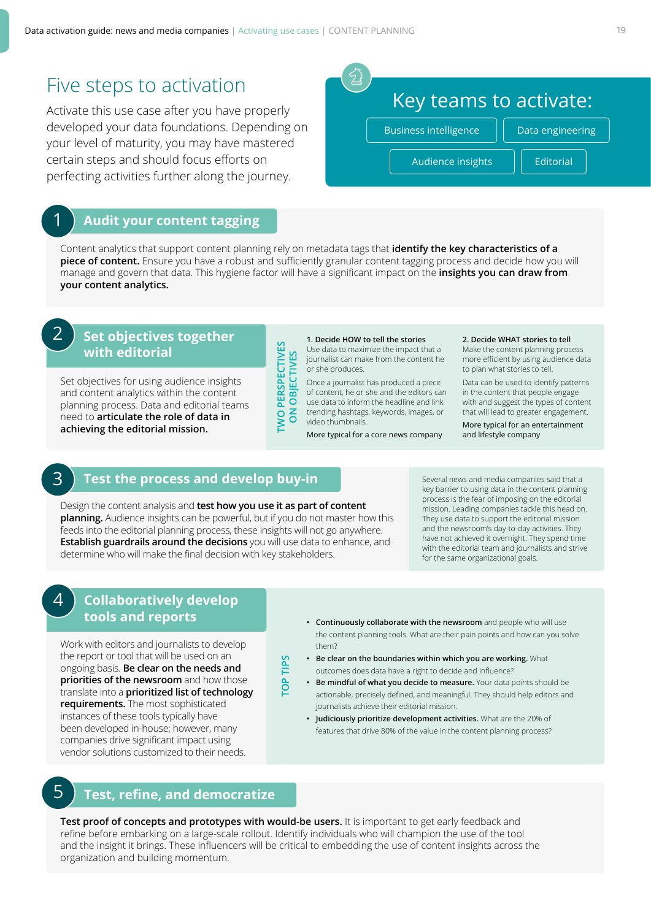# Five steps to activation

Activate this use case after you have properly developed your data foundations. Depending on your level of maturity, you may have mastered certain steps and should focus efforts on perfecting activities further along the journey.

## Key teams to activate:

- Business intelligence
- Data engineering
- Audience insights
- Editorial

## 1 Audit your content tagging

Content analytics that support content planning rely on metadata tags that **identify the key characteristics of a piece of content.** Ensure you have a robust and sufficiently granular content tagging process and decide how you will manage and govern that data. This hygiene factor will have a significant impact on the **insights you can draw from your content analytics.**

## 2 Set objectives together with editorial

Set objectives for using audience insights and content analytics within the content planning process. Data and editorial teams need to **articulate the role of data in achieving the editorial mission.**

**TWO PERSPECTIVES ON OBJECTIVES**

**1. Decide HOW to tell the stories**
Use data to maximize the impact that a journalist can make from the content he or she produces.

Once a journalist has produced a piece of content, he or she and the editors can use data to inform the headline and link trending hashtags, keywords, images, or video thumbnails.

More typical for a core news company

**2. Decide WHAT stories to tell**
Make the content planning process more efficient by using audience data to plan what stories to tell.

Data can be used to identify patterns in the content that people engage with and suggest the types of content that will lead to greater engagement.

More typical for an entertainment and lifestyle company

## 3 Test the process and develop buy-in

Design the content analysis and **test how you use it as part of content planning.** Audience insights can be powerful, but if you do not master how this feeds into the editorial planning process, these insights will not go anywhere. **Establish guardrails around the decisions** you will use data to enhance, and determine who will make the final decision with key stakeholders.

Several news and media companies said that a key barrier to using data in the content planning process is the fear of imposing on the editorial mission. Leading companies tackle this head on. They use data to support the editorial mission and the newsroom's day-to-day activities. They have not achieved it overnight. They spend time with the editorial team and journalists and strive for the same organizational goals.

## 4 Collaboratively develop tools and reports

Work with editors and journalists to develop the report or tool that will be used on an ongoing basis. **Be clear on the needs and priorities of the newsroom** and how those translate into a **prioritized list of technology requirements.** The most sophisticated instances of these tools typically have been developed in-house; however, many companies drive significant impact using vendor solutions customized to their needs.

**TOP TIPS**

- **Continuously collaborate with the newsroom** and people who will use the content planning tools. What are their pain points and how can you solve them?
- **Be clear on the boundaries within which you are working.** What outcomes does data have a right to decide and influence?
- **Be mindful of what you decide to measure.** Your data points should be actionable, precisely defined, and meaningful. They should help editors and journalists achieve their editorial mission.
- **Judiciously prioritize development activities.** What are the 20% of features that drive 80% of the value in the content planning process?

## 5 Test, refine, and democratize

**Test proof of concepts and prototypes with would-be users.** It is important to get early feedback and refine before embarking on a large-scale rollout. Identify individuals who will champion the use of the tool and the insight it brings. These influencers will be critical to embedding the use of content insights across the organization and building momentum.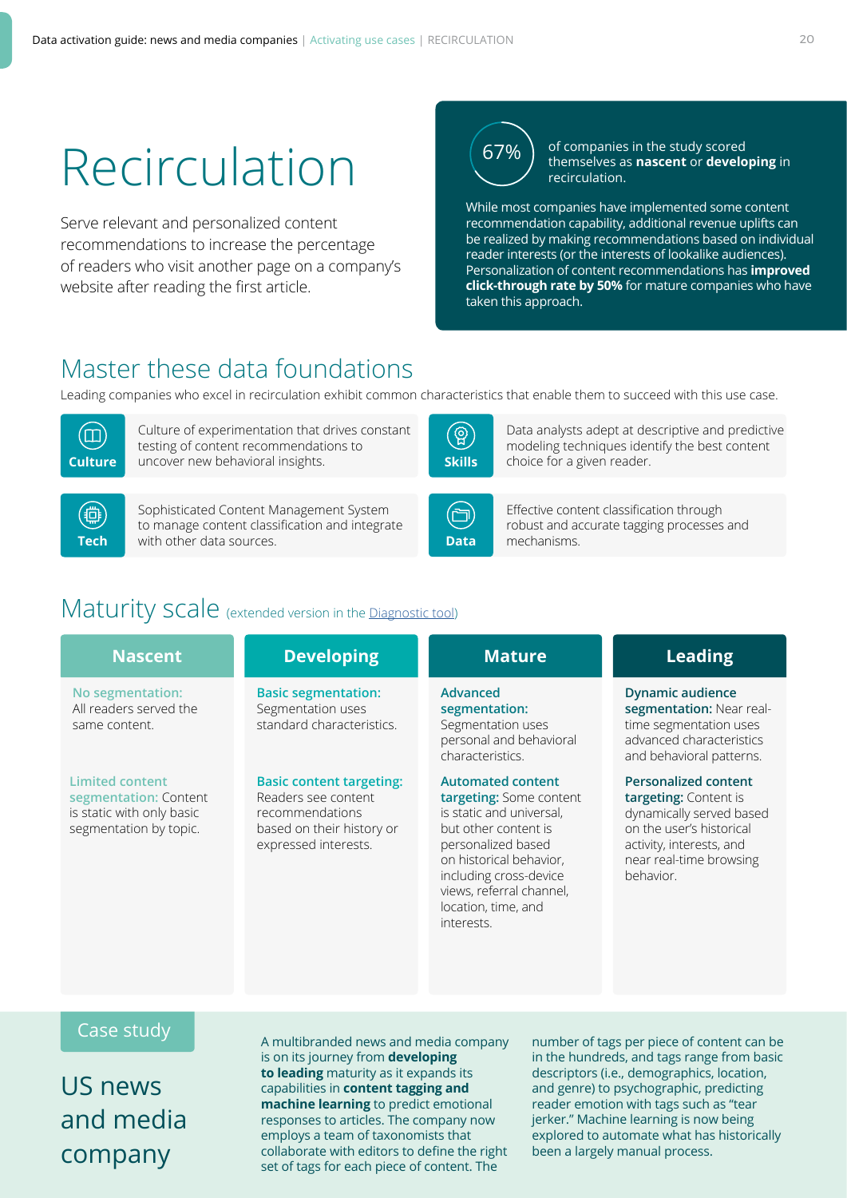# Recirculation

Serve relevant and personalized content recommendations to increase the percentage of readers who visit another page on a company's website after reading the first article.

**67%** of companies in the study scored themselves as **nascent** or **developing** in recirculation.

While most companies have implemented some content recommendation capability, additional revenue uplifts can be realized by making recommendations based on individual reader interests (or the interests of lookalike audiences). Personalization of content recommendations has **improved click-through rate by 50%** for mature companies who have taken this approach.

## Master these data foundations

Leading companies who excel in recirculation exhibit common characteristics that enable them to succeed with this use case.

**Culture** — Culture of experimentation that drives constant testing of content recommendations to uncover new behavioral insights.

**Skills** — Data analysts adept at descriptive and predictive modeling techniques identify the best content choice for a given reader.

**Tech** — Sophisticated Content Management System to manage content classification and integrate with other data sources.

**Data** — Effective content classification through robust and accurate tagging processes and mechanisms.

## Maturity scale (extended version in the Diagnostic tool)

| Nascent | Developing | Mature | Leading |
|---|---|---|---|
| **No segmentation:** All readers served the same content. | **Basic segmentation:** Segmentation uses standard characteristics. | **Advanced segmentation:** Segmentation uses personal and behavioral characteristics. | **Dynamic audience segmentation:** Near real-time segmentation uses advanced characteristics and behavioral patterns. |
| **Limited content segmentation:** Content is static with only basic segmentation by topic. | **Basic content targeting:** Readers see content recommendations based on their history or expressed interests. | **Automated content targeting:** Some content is static and universal, but other content is personalized based on historical behavior, including cross-device views, referral channel, location, time, and interests. | **Personalized content targeting:** Content is dynamically served based on the user's historical activity, interests, and near real-time browsing behavior. |

## Case study

### US news and media company

A multibranded news and media company is on its journey from **developing to leading** maturity as it expands its capabilities in **content tagging and machine learning** to predict emotional responses to articles. The company now employs a team of taxonomists that collaborate with editors to define the right set of tags for each piece of content. The number of tags per piece of content can be in the hundreds, and tags range from basic descriptors (i.e., demographics, location, and genre) to psychographic, predicting reader emotion with tags such as "tear jerker." Machine learning is now being explored to automate what has historically been a largely manual process.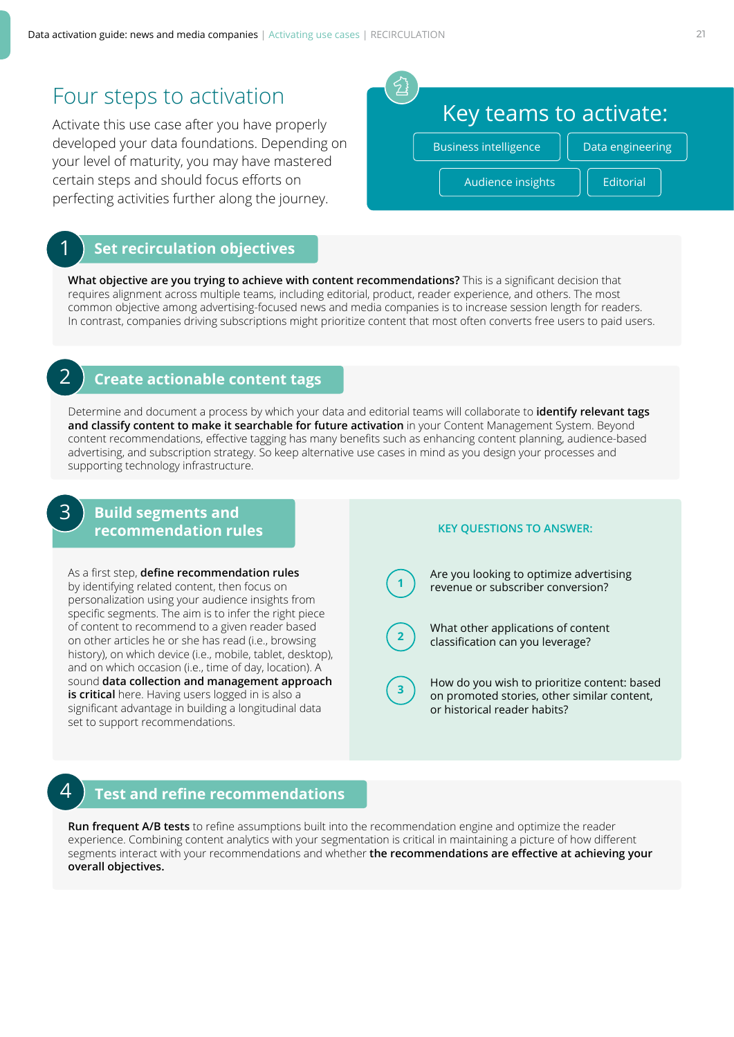# Four steps to activation

Activate this use case after you have properly developed your data foundations. Depending on your level of maturity, you may have mastered certain steps and should focus efforts on perfecting activities further along the journey.

## Key teams to activate:

- Business intelligence
- Data engineering
- Audience insights
- Editorial

## 1 Set recirculation objectives

**What objective are you trying to achieve with content recommendations?** This is a significant decision that requires alignment across multiple teams, including editorial, product, reader experience, and others. The most common objective among advertising-focused news and media companies is to increase session length for readers. In contrast, companies driving subscriptions might prioritize content that most often converts free users to paid users.

## 2 Create actionable content tags

Determine and document a process by which your data and editorial teams will collaborate to **identify relevant tags and classify content to make it searchable for future activation** in your Content Management System. Beyond content recommendations, effective tagging has many benefits such as enhancing content planning, audience-based advertising, and subscription strategy. So keep alternative use cases in mind as you design your processes and supporting technology infrastructure.

## 3 Build segments and recommendation rules

As a first step, **define recommendation rules** by identifying related content, then focus on personalization using your audience insights from specific segments. The aim is to infer the right piece of content to recommend to a given reader based on other articles he or she has read (i.e., browsing history), on which device (i.e., mobile, tablet, desktop), and on which occasion (i.e., time of day, location). A sound **data collection and management approach is critical** here. Having users logged in is also a significant advantage in building a longitudinal data set to support recommendations.

**KEY QUESTIONS TO ANSWER:**

1. Are you looking to optimize advertising revenue or subscriber conversion?
2. What other applications of content classification can you leverage?
3. How do you wish to prioritize content: based on promoted stories, other similar content, or historical reader habits?

## 4 Test and refine recommendations

**Run frequent A/B tests** to refine assumptions built into the recommendation engine and optimize the reader experience. Combining content analytics with your segmentation is critical in maintaining a picture of how different segments interact with your recommendations and whether **the recommendations are effective at achieving your overall objectives.**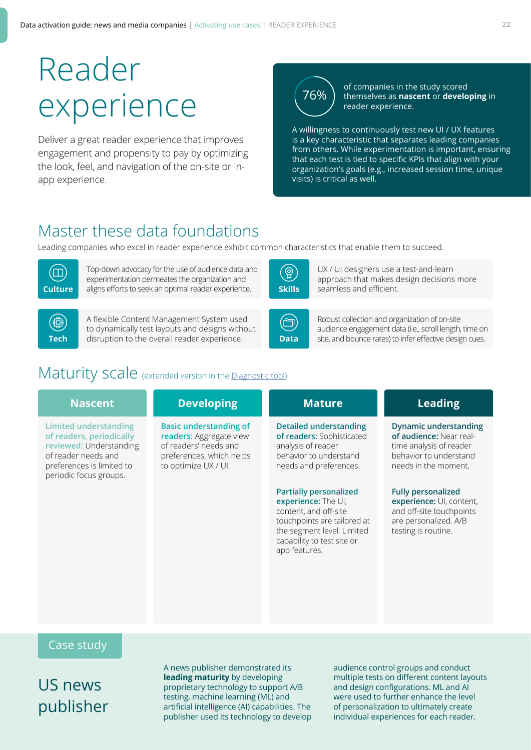# Reader experience

Deliver a great reader experience that improves engagement and propensity to pay by optimizing the look, feel, and navigation of the on-site or in-app experience.

**76%** of companies in the study scored themselves as **nascent** or **developing** in reader experience.

A willingness to continuously test new UI / UX features is a key characteristic that separates leading companies from others. While experimentation is important, ensuring that each test is tied to specific KPIs that align with your organization's goals (e.g., increased session time, unique visits) is critical as well.

## Master these data foundations

Leading companies who excel in reader experience exhibit common characteristics that enable them to succeed.

**Culture:** Top-down advocacy for the use of audience data and experimentation permeates the organization and aligns efforts to seek an optimal reader experience.

**Skills:** UX / UI designers use a test-and-learn approach that makes design decisions more seamless and efficient.

**Tech:** A flexible Content Management System used to dynamically test layouts and designs without disruption to the overall reader experience.

**Data:** Robust collection and organization of on-site audience engagement data (i.e., scroll length, time on site, and bounce rates) to infer effective design cues.

## Maturity scale (extended version in the Diagnostic tool)

| Nascent | Developing | Mature | Leading |
|---|---|---|---|
| **Limited understanding of readers, periodically reviewed:** Understanding of reader needs and preferences is limited to periodic focus groups. | **Basic understanding of readers:** Aggregate view of readers' needs and preferences, which helps to optimize UX / UI. | **Detailed understanding of readers:** Sophisticated analysis of reader behavior to understand needs and preferences.<br><br>**Partially personalized experience:** The UI, content, and off-site touchpoints are tailored at the segment level. Limited capability to test site or app features. | **Dynamic understanding of audience:** Near real-time analysis of reader behavior to understand needs in the moment.<br><br>**Fully personalized experience:** UI, content, and off-site touchpoints are personalized. A/B testing is routine. |

## Case study

### US news publisher

A news publisher demonstrated its **leading maturity** by developing proprietary technology to support A/B testing, machine learning (ML) and artificial intelligence (AI) capabilities. The publisher used its technology to develop audience control groups and conduct multiple tests on different content layouts and design configurations. ML and AI were used to further enhance the level of personalization to ultimately create individual experiences for each reader.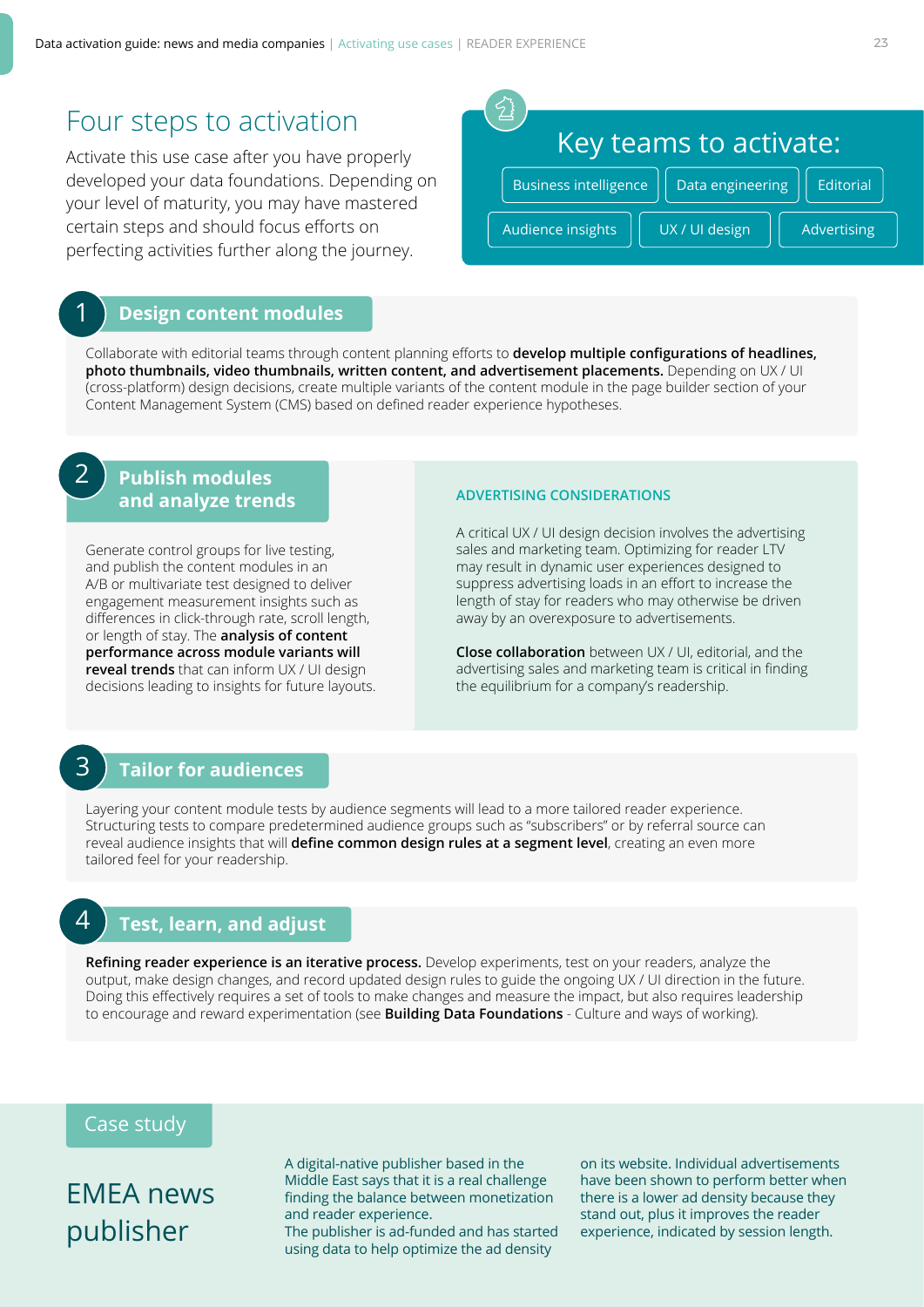## Four steps to activation

Activate this use case after you have properly developed your data foundations. Depending on your level of maturity, you may have mastered certain steps and should focus efforts on perfecting activities further along the journey.

### Key teams to activate:

- Business intelligence
- Data engineering
- Editorial
- Audience insights
- UX / UI design
- Advertising

### 1 Design content modules

Collaborate with editorial teams through content planning efforts to **develop multiple configurations of headlines, photo thumbnails, video thumbnails, written content, and advertisement placements.** Depending on UX / UI (cross-platform) design decisions, create multiple variants of the content module in the page builder section of your Content Management System (CMS) based on defined reader experience hypotheses.

### 2 Publish modules and analyze trends

Generate control groups for live testing, and publish the content modules in an A/B or multivariate test designed to deliver engagement measurement insights such as differences in click-through rate, scroll length, or length of stay. The **analysis of content performance across module variants will reveal trends** that can inform UX / UI design decisions leading to insights for future layouts.

#### ADVERTISING CONSIDERATIONS

A critical UX / UI design decision involves the advertising sales and marketing team. Optimizing for reader LTV may result in dynamic user experiences designed to suppress advertising loads in an effort to increase the length of stay for readers who may otherwise be driven away by an overexposure to advertisements.

**Close collaboration** between UX / UI, editorial, and the advertising sales and marketing team is critical in finding the equilibrium for a company's readership.

### 3 Tailor for audiences

Layering your content module tests by audience segments will lead to a more tailored reader experience. Structuring tests to compare predetermined audience groups such as "subscribers" or by referral source can reveal audience insights that will **define common design rules at a segment level**, creating an even more tailored feel for your readership.

### 4 Test, learn, and adjust

**Refining reader experience is an iterative process.** Develop experiments, test on your readers, analyze the output, make design changes, and record updated design rules to guide the ongoing UX / UI direction in the future. Doing this effectively requires a set of tools to make changes and measure the impact, but also requires leadership to encourage and reward experimentation (see **Building Data Foundations** - Culture and ways of working).

## Case study

### EMEA news publisher

A digital-native publisher based in the Middle East says that it is a real challenge finding the balance between monetization and reader experience.
The publisher is ad-funded and has started using data to help optimize the ad density on its website. Individual advertisements have been shown to perform better when there is a lower ad density because they stand out, plus it improves the reader experience, indicated by session length.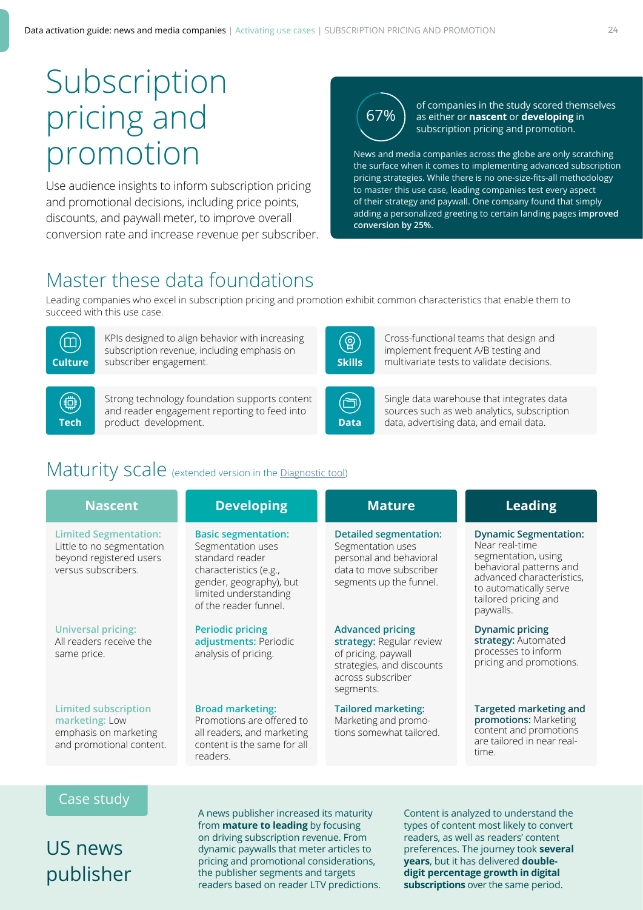# Subscription pricing and promotion

Use audience insights to inform subscription pricing and promotional decisions, including price points, discounts, and paywall meter, to improve overall conversion rate and increase revenue per subscriber.

**67%** of companies in the study scored themselves as either or **nascent** or **developing** in subscription pricing and promotion.

News and media companies across the globe are only scratching the surface when it comes to implementing advanced subscription pricing strategies. While there is no one-size-fits-all methodology to master this use case, leading companies test every aspect of their strategy and paywall. One company found that simply adding a personalized greeting to certain landing pages **improved conversion by 25%**.

## Master these data foundations

Leading companies who excel in subscription pricing and promotion exhibit common characteristics that enable them to succeed with this use case.

- **Culture**: KPIs designed to align behavior with increasing subscription revenue, including emphasis on subscriber engagement.
- **Skills**: Cross-functional teams that design and implement frequent A/B testing and multivariate tests to validate decisions.
- **Tech**: Strong technology foundation supports content and reader engagement reporting to feed into product development.
- **Data**: Single data warehouse that integrates data sources such as web analytics, subscription data, advertising data, and email data.

## Maturity scale (extended version in the Diagnostic tool)

| Nascent | Developing | Mature | Leading |
|---|---|---|---|
| **Limited Segmentation:** Little to no segmentation beyond registered users versus subscribers. | **Basic segmentation:** Segmentation uses standard reader characteristics (e.g., gender, geography), but limited understanding of the reader funnel. | **Detailed segmentation:** Segmentation uses personal and behavioral data to move subscriber segments up the funnel. | **Dynamic Segmentation:** Near real-time segmentation, using behavioral patterns and advanced characteristics, to automatically serve tailored pricing and paywalls. |
| **Universal pricing:** All readers receive the same price. | **Periodic pricing adjustments:** Periodic analysis of pricing. | **Advanced pricing strategy:** Regular review of pricing, paywall strategies, and discounts across subscriber segments. | **Dynamic pricing strategy:** Automated processes to inform pricing and promotions. |
| **Limited subscription marketing:** Low emphasis on marketing and promotional content. | **Broad marketing:** Promotions are offered to all readers, and marketing content is the same for all readers. | **Tailored marketing:** Marketing and promotions somewhat tailored. | **Targeted marketing and promotions:** Marketing content and promotions are tailored in near real-time. |

### Case study

## US news publisher

A news publisher increased its maturity from **mature to leading** by focusing on driving subscription revenue. From dynamic paywalls that meter articles to pricing and promotional considerations, the publisher segments and targets readers based on reader LTV predictions.

Content is analyzed to understand the types of content most likely to convert readers, as well as readers' content preferences. The journey took **several years**, but it has delivered **double-digit percentage growth in digital subscriptions** over the same period.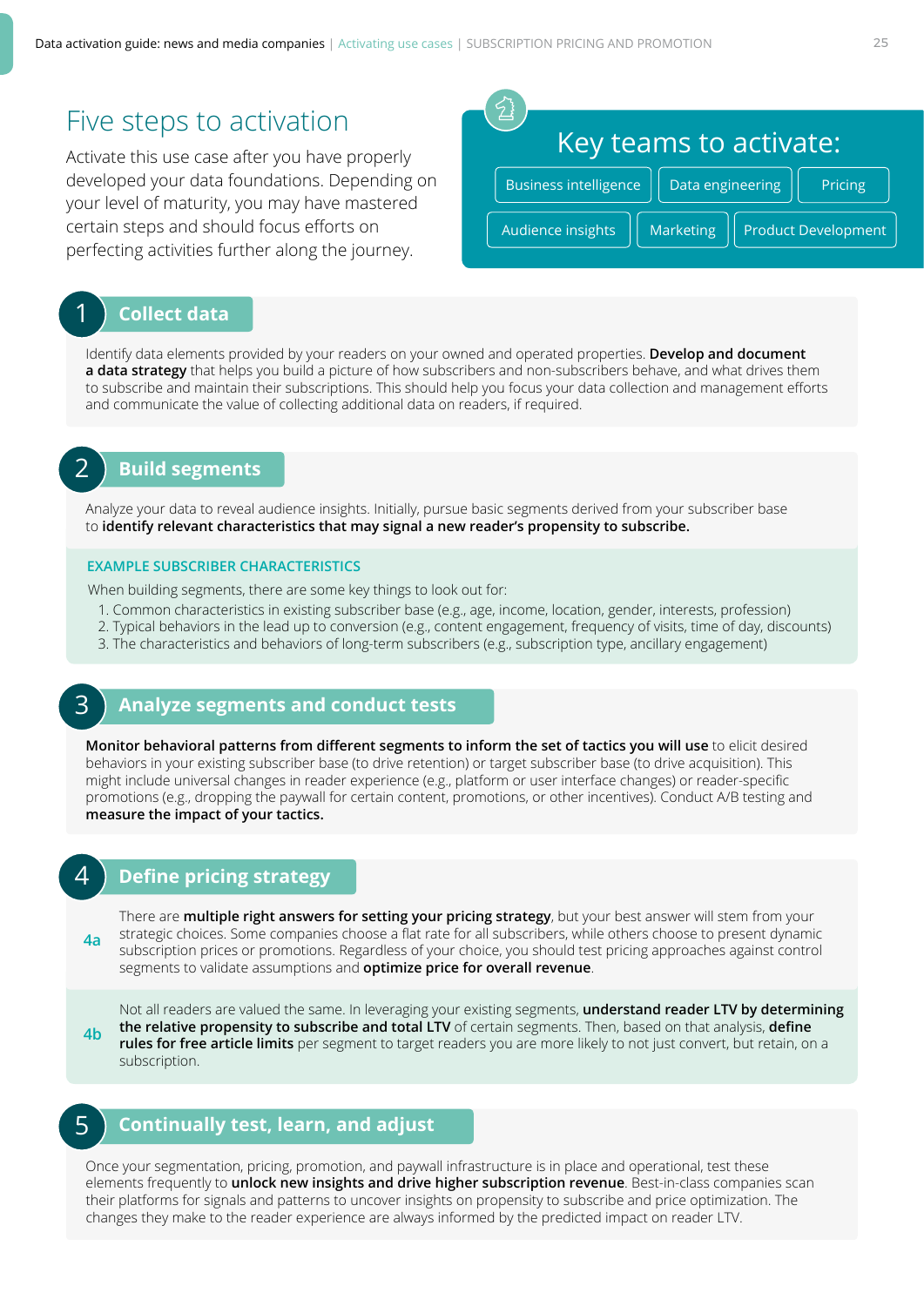# Five steps to activation

Activate this use case after you have properly developed your data foundations. Depending on your level of maturity, you may have mastered certain steps and should focus efforts on perfecting activities further along the journey.

## Key teams to activate:

- Business intelligence
- Data engineering
- Pricing
- Audience insights
- Marketing
- Product Development

## 1 Collect data

Identify data elements provided by your readers on your owned and operated properties. **Develop and document a data strategy** that helps you build a picture of how subscribers and non-subscribers behave, and what drives them to subscribe and maintain their subscriptions. This should help you focus your data collection and management efforts and communicate the value of collecting additional data on readers, if required.

## 2 Build segments

Analyze your data to reveal audience insights. Initially, pursue basic segments derived from your subscriber base to **identify relevant characteristics that may signal a new reader's propensity to subscribe.**

### EXAMPLE SUBSCRIBER CHARACTERISTICS

When building segments, there are some key things to look out for:

1. Common characteristics in existing subscriber base (e.g., age, income, location, gender, interests, profession)
2. Typical behaviors in the lead up to conversion (e.g., content engagement, frequency of visits, time of day, discounts)
3. The characteristics and behaviors of long-term subscribers (e.g., subscription type, ancillary engagement)

## 3 Analyze segments and conduct tests

**Monitor behavioral patterns from different segments to inform the set of tactics you will use** to elicit desired behaviors in your existing subscriber base (to drive retention) or target subscriber base (to drive acquisition). This might include universal changes in reader experience (e.g., platform or user interface changes) or reader-specific promotions (e.g., dropping the paywall for certain content, promotions, or other incentives). Conduct A/B testing and **measure the impact of your tactics.**

## 4 Define pricing strategy

**4a** There are **multiple right answers for setting your pricing strategy**, but your best answer will stem from your strategic choices. Some companies choose a flat rate for all subscribers, while others choose to present dynamic subscription prices or promotions. Regardless of your choice, you should test pricing approaches against control segments to validate assumptions and **optimize price for overall revenue**.

**4b** Not all readers are valued the same. In leveraging your existing segments, **understand reader LTV by determining the relative propensity to subscribe and total LTV** of certain segments. Then, based on that analysis, **define rules for free article limits** per segment to target readers you are more likely to not just convert, but retain, on a subscription.

## 5 Continually test, learn, and adjust

Once your segmentation, pricing, promotion, and paywall infrastructure is in place and operational, test these elements frequently to **unlock new insights and drive higher subscription revenue**. Best-in-class companies scan their platforms for signals and patterns to uncover insights on propensity to subscribe and price optimization. The changes they make to the reader experience are always informed by the predicted impact on reader LTV.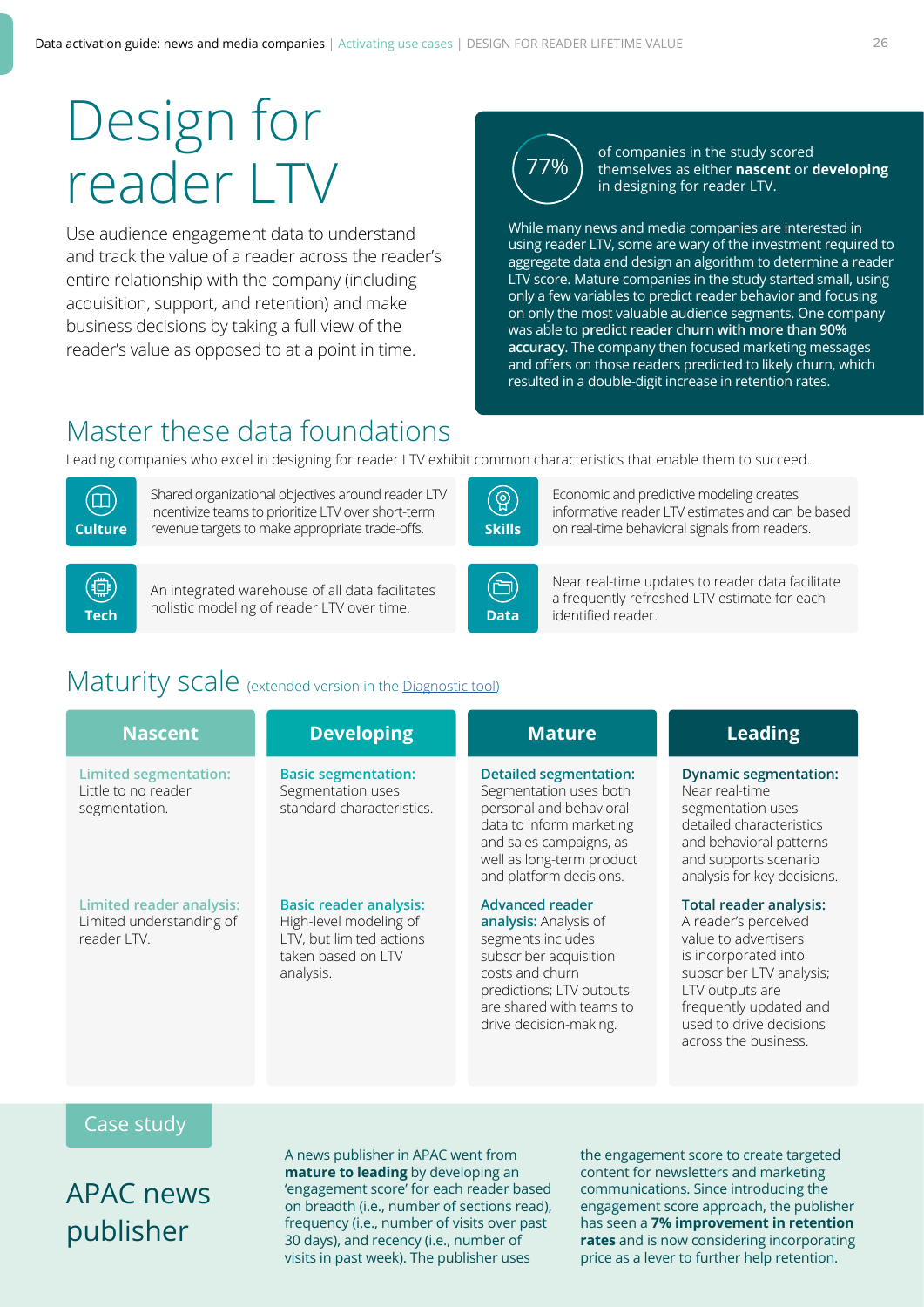# Design for reader LTV

Use audience engagement data to understand and track the value of a reader across the reader's entire relationship with the company (including acquisition, support, and retention) and make business decisions by taking a full view of the reader's value as opposed to at a point in time.

**77%** of companies in the study scored themselves as either **nascent** or **developing** in designing for reader LTV.

While many news and media companies are interested in using reader LTV, some are wary of the investment required to aggregate data and design an algorithm to determine a reader LTV score. Mature companies in the study started small, using only a few variables to predict reader behavior and focusing on only the most valuable audience segments. One company was able to **predict reader churn with more than 90% accuracy**. The company then focused marketing messages and offers on those readers predicted to likely churn, which resulted in a double-digit increase in retention rates.

## Master these data foundations

Leading companies who excel in designing for reader LTV exhibit common characteristics that enable them to succeed.

**Culture**: Shared organizational objectives around reader LTV incentivize teams to prioritize LTV over short-term revenue targets to make appropriate trade-offs.

**Skills**: Economic and predictive modeling creates informative reader LTV estimates and can be based on real-time behavioral signals from readers.

**Tech**: An integrated warehouse of all data facilitates holistic modeling of reader LTV over time.

**Data**: Near real-time updates to reader data facilitate a frequently refreshed LTV estimate for each identified reader.

## Maturity scale (extended version in the Diagnostic tool)

| Nascent | Developing | Mature | Leading |
|---|---|---|---|
| **Limited segmentation:** Little to no reader segmentation. | **Basic segmentation:** Segmentation uses standard characteristics. | **Detailed segmentation:** Segmentation uses both personal and behavioral data to inform marketing and sales campaigns, as well as long-term product and platform decisions. | **Dynamic segmentation:** Near real-time segmentation uses detailed characteristics and behavioral patterns and supports scenario analysis for key decisions. |
| **Limited reader analysis:** Limited understanding of reader LTV. | **Basic reader analysis:** High-level modeling of LTV, but limited actions taken based on LTV analysis. | **Advanced reader analysis:** Analysis of segments includes subscriber acquisition costs and churn predictions; LTV outputs are shared with teams to drive decision-making. | **Total reader analysis:** A reader's perceived value to advertisers is incorporated into subscriber LTV analysis; LTV outputs are frequently updated and used to drive decisions across the business. |

## Case study

### APAC news publisher

A news publisher in APAC went from **mature to leading** by developing an 'engagement score' for each reader based on breadth (i.e., number of sections read), frequency (i.e., number of visits over past 30 days), and recency (i.e., number of visits in past week). The publisher uses the engagement score to create targeted content for newsletters and marketing communications. Since introducing the engagement score approach, the publisher has seen a **7% improvement in retention rates** and is now considering incorporating price as a lever to further help retention.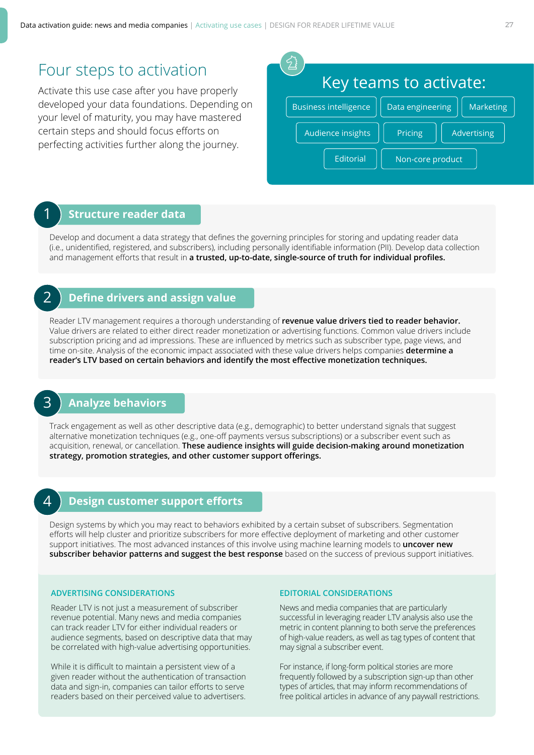# Four steps to activation

Activate this use case after you have properly developed your data foundations. Depending on your level of maturity, you may have mastered certain steps and should focus efforts on perfecting activities further along the journey.

## Key teams to activate:

- Business intelligence
- Data engineering
- Marketing
- Audience insights
- Pricing
- Advertising
- Editorial
- Non-core product

## 1 Structure reader data

Develop and document a data strategy that defines the governing principles for storing and updating reader data (i.e., unidentified, registered, and subscribers), including personally identifiable information (PII). Develop data collection and management efforts that result in **a trusted, up-to-date, single-source of truth for individual profiles.**

## 2 Define drivers and assign value

Reader LTV management requires a thorough understanding of **revenue value drivers tied to reader behavior.** Value drivers are related to either direct reader monetization or advertising functions. Common value drivers include subscription pricing and ad impressions. These are influenced by metrics such as subscriber type, page views, and time on-site. Analysis of the economic impact associated with these value drivers helps companies **determine a reader's LTV based on certain behaviors and identify the most effective monetization techniques.**

## 3 Analyze behaviors

Track engagement as well as other descriptive data (e.g., demographic) to better understand signals that suggest alternative monetization techniques (e.g., one-off payments versus subscriptions) or a subscriber event such as acquisition, renewal, or cancellation. **These audience insights will guide decision-making around monetization strategy, promotion strategies, and other customer support offerings.**

## 4 Design customer support efforts

Design systems by which you may react to behaviors exhibited by a certain subset of subscribers. Segmentation efforts will help cluster and prioritize subscribers for more effective deployment of marketing and other customer support initiatives. The most advanced instances of this involve using machine learning models to **uncover new subscriber behavior patterns and suggest the best response** based on the success of previous support initiatives.

### ADVERTISING CONSIDERATIONS

Reader LTV is not just a measurement of subscriber revenue potential. Many news and media companies can track reader LTV for either individual readers or audience segments, based on descriptive data that may be correlated with high-value advertising opportunities.

While it is difficult to maintain a persistent view of a given reader without the authentication of transaction data and sign-in, companies can tailor efforts to serve readers based on their perceived value to advertisers.

### EDITORIAL CONSIDERATIONS

News and media companies that are particularly successful in leveraging reader LTV analysis also use the metric in content planning to both serve the preferences of high-value readers, as well as tag types of content that may signal a subscriber event.

For instance, if long-form political stories are more frequently followed by a subscription sign-up than other types of articles, that may inform recommendations of free political articles in advance of any paywall restrictions.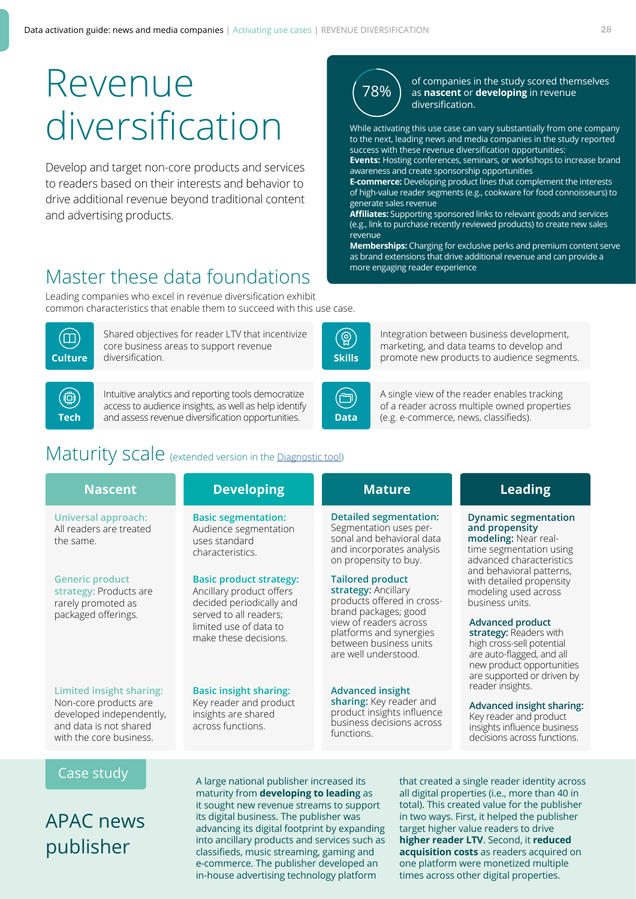# Revenue diversification

Develop and target non-core products and services to readers based on their interests and behavior to drive additional revenue beyond traditional content and advertising products.

**78%** of companies in the study scored themselves as **nascent** or **developing** in revenue diversification.

While activating this use case can vary substantially from one company to the next, leading news and media companies in the study reported success with these revenue diversification opportunities:

**Events:** Hosting conferences, seminars, or workshops to increase brand awareness and create sponsorship opportunities

**E-commerce:** Developing product lines that complement the interests of high-value reader segments (e.g., cookware for food connoisseurs) to generate sales revenue

**Affiliates:** Supporting sponsored links to relevant goods and services (e.g., link to purchase recently reviewed products) to create new sales revenue

**Memberships:** Charging for exclusive perks and premium content serve as brand extensions that drive additional revenue and can provide a more engaging reader experience

## Master these data foundations

Leading companies who excel in revenue diversification exhibit common characteristics that enable them to succeed with this use case.

**Culture:** Shared objectives for reader LTV that incentivize core business areas to support revenue diversification.

**Skills:** Integration between business development, marketing, and data teams to develop and promote new products to audience segments.

**Tech:** Intuitive analytics and reporting tools democratize access to audience insights, as well as help identify and assess revenue diversification opportunities.

**Data:** A single view of the reader enables tracking of a reader across multiple owned properties (e.g. e-commerce, news, classifieds).

## Maturity scale (extended version in the Diagnostic tool)

| Nascent | Developing | Mature | Leading |
|---|---|---|---|
| **Universal approach:** All readers are treated the same. | **Basic segmentation:** Audience segmentation uses standard characteristics. | **Detailed segmentation:** Segmentation uses personal and behavioral data and incorporates analysis on propensity to buy. | **Dynamic segmentation and propensity modeling:** Near real-time segmentation using advanced characteristics and behavioral patterns, with detailed propensity modeling used across business units. |
| **Generic product strategy:** Products are rarely promoted as packaged offerings. | **Basic product strategy:** Ancillary product offers decided periodically and served to all readers; limited use of data to make these decisions. | **Tailored product strategy:** Ancillary products offered in cross-brand packages; good view of readers across platforms and synergies between business units are well understood. | **Advanced product strategy:** Readers with high cross-sell potential are auto-flagged, and all new product opportunities are supported or driven by reader insights. |
| **Limited insight sharing:** Non-core products are developed independently, and data is not shared with the core business. | **Basic insight sharing:** Key reader and product insights are shared across functions. | **Advanced insight sharing:** Key reader and product insights influence business decisions across functions. | **Advanced insight sharing:** Key reader and product insights influence business decisions across functions. |

## Case study

### APAC news publisher

A large national publisher increased its maturity from **developing to leading** as it sought new revenue streams to support its digital business. The publisher was advancing its digital footprint by expanding into ancillary products and services such as classifieds, music streaming, gaming and e-commerce. The publisher developed an in-house advertising technology platform that created a single reader identity across all digital properties (i.e., more than 40 in total). This created value for the publisher in two ways. First, it helped the publisher target higher value readers to drive **higher reader LTV**. Second, it **reduced acquisition costs** as readers acquired on one platform were monetized multiple times across other digital properties.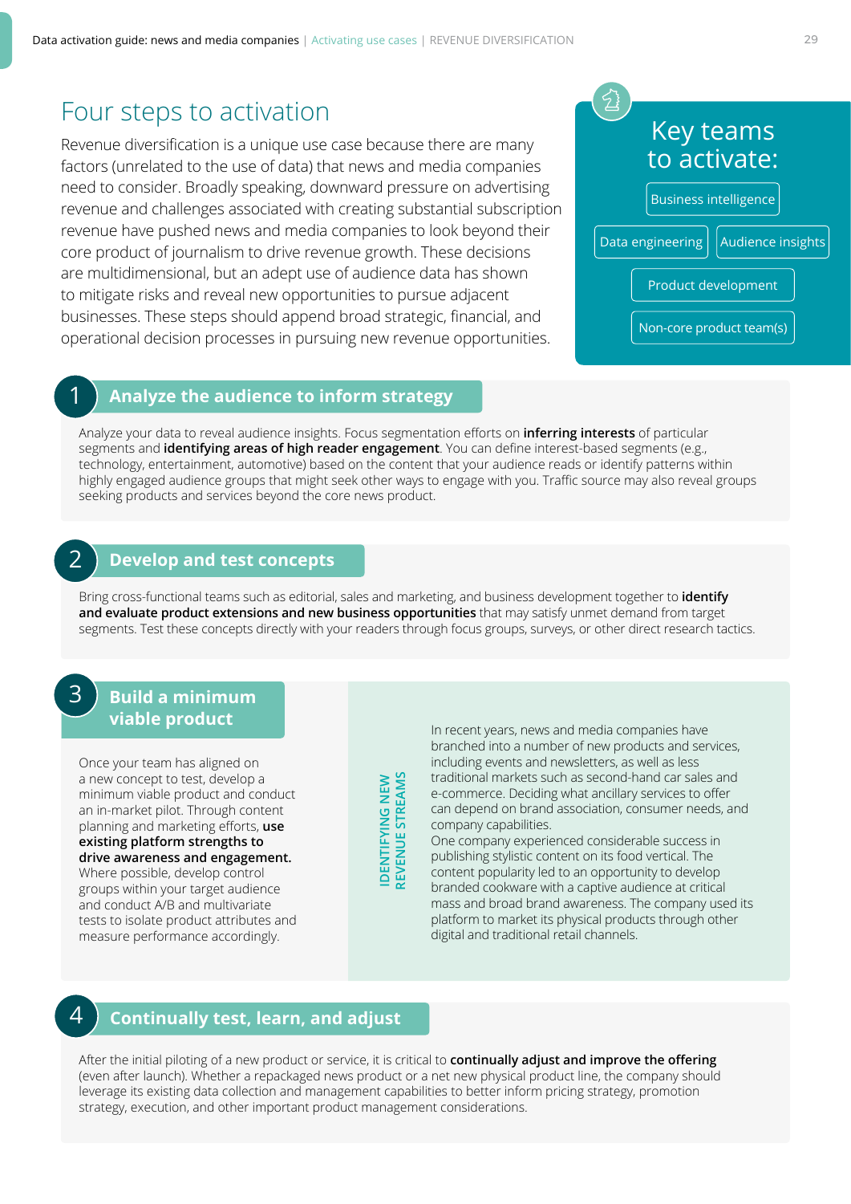# Four steps to activation

Revenue diversification is a unique use case because there are many factors (unrelated to the use of data) that news and media companies need to consider. Broadly speaking, downward pressure on advertising revenue and challenges associated with creating substantial subscription revenue have pushed news and media companies to look beyond their core product of journalism to drive revenue growth. These decisions are multidimensional, but an adept use of audience data has shown to mitigate risks and reveal new opportunities to pursue adjacent businesses. These steps should append broad strategic, financial, and operational decision processes in pursuing new revenue opportunities.

## Key teams to activate:

- Business intelligence
- Data engineering
- Audience insights
- Product development
- Non-core product team(s)

## 1 Analyze the audience to inform strategy

Analyze your data to reveal audience insights. Focus segmentation efforts on **inferring interests** of particular segments and **identifying areas of high reader engagement**. You can define interest-based segments (e.g., technology, entertainment, automotive) based on the content that your audience reads or identify patterns within highly engaged audience groups that might seek other ways to engage with you. Traffic source may also reveal groups seeking products and services beyond the core news product.

## 2 Develop and test concepts

Bring cross-functional teams such as editorial, sales and marketing, and business development together to **identify and evaluate product extensions and new business opportunities** that may satisfy unmet demand from target segments. Test these concepts directly with your readers through focus groups, surveys, or other direct research tactics.

## 3 Build a minimum viable product

Once your team has aligned on a new concept to test, develop a minimum viable product and conduct an in-market pilot. Through content planning and marketing efforts, **use existing platform strengths to drive awareness and engagement.** Where possible, develop control groups within your target audience and conduct A/B and multivariate tests to isolate product attributes and measure performance accordingly.

### IDENTIFYING NEW REVENUE STREAMS

In recent years, news and media companies have branched into a number of new products and services, including events and newsletters, as well as less traditional markets such as second-hand car sales and e-commerce. Deciding what ancillary services to offer can depend on brand association, consumer needs, and company capabilities.

One company experienced considerable success in publishing stylistic content on its food vertical. The content popularity led to an opportunity to develop branded cookware with a captive audience at critical mass and broad brand awareness. The company used its platform to market its physical products through other digital and traditional retail channels.

## 4 Continually test, learn, and adjust

After the initial piloting of a new product or service, it is critical to **continually adjust and improve the offering** (even after launch). Whether a repackaged news product or a net new physical product line, the company should leverage its existing data collection and management capabilities to better inform pricing strategy, promotion strategy, execution, and other important product management considerations.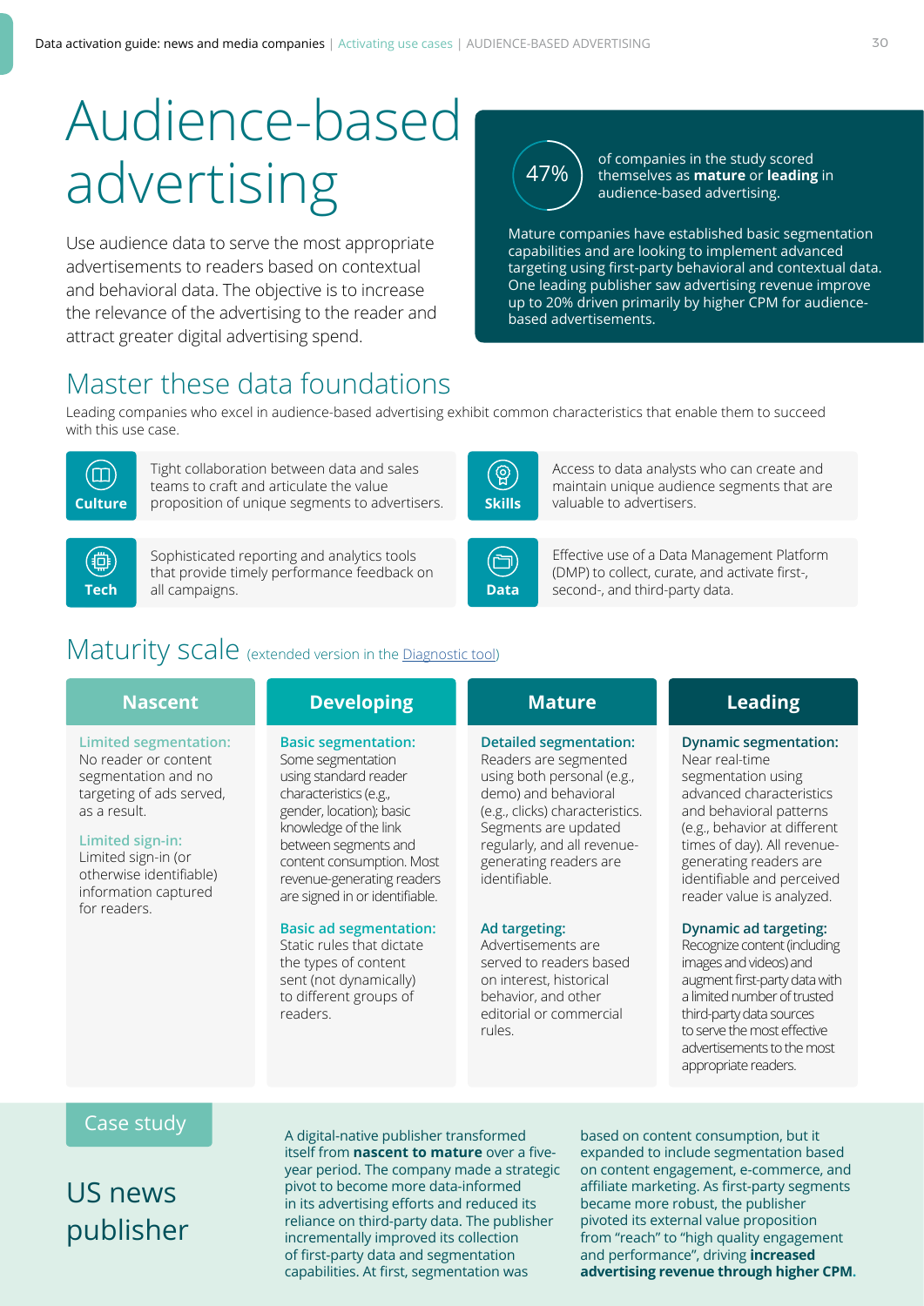# Audience-based advertising

Use audience data to serve the most appropriate advertisements to readers based on contextual and behavioral data. The objective is to increase the relevance of the advertising to the reader and attract greater digital advertising spend.

**47%** of companies in the study scored themselves as **mature** or **leading** in audience-based advertising.

Mature companies have established basic segmentation capabilities and are looking to implement advanced targeting using first-party behavioral and contextual data. One leading publisher saw advertising revenue improve up to 20% driven primarily by higher CPM for audience-based advertisements.

## Master these data foundations

Leading companies who excel in audience-based advertising exhibit common characteristics that enable them to succeed with this use case.

**Culture**
Tight collaboration between data and sales teams to craft and articulate the value proposition of unique segments to advertisers.

**Skills**
Access to data analysts who can create and maintain unique audience segments that are valuable to advertisers.

**Tech**
Sophisticated reporting and analytics tools that provide timely performance feedback on all campaigns.

**Data**
Effective use of a Data Management Platform (DMP) to collect, curate, and activate first-, second-, and third-party data.

## Maturity scale (extended version in the Diagnostic tool)

| Nascent | Developing | Mature | Leading |
|---|---|---|---|
| **Limited segmentation:** No reader or content segmentation and no targeting of ads served, as a result. | **Basic segmentation:** Some segmentation using standard reader characteristics (e.g., gender, location); basic knowledge of the link between segments and content consumption. Most revenue-generating readers are signed in or identifiable. | **Detailed segmentation:** Readers are segmented using both personal (e.g., demo) and behavioral (e.g., clicks) characteristics. Segments are updated regularly, and all revenue-generating readers are identifiable. | **Dynamic segmentation:** Near real-time segmentation using advanced characteristics and behavioral patterns (e.g., behavior at different times of day). All revenue-generating readers are identifiable and perceived reader value is analyzed. |
| **Limited sign-in:** Limited sign-in (or otherwise identifiable) information captured for readers. | **Basic ad segmentation:** Static rules that dictate the types of content sent (not dynamically) to different groups of readers. | **Ad targeting:** Advertisements are served to readers based on interest, historical behavior, and other editorial or commercial rules. | **Dynamic ad targeting:** Recognize content (including images and videos) and augment first-party data with a limited number of trusted third-party data sources to serve the most effective advertisements to the most appropriate readers. |

## Case study

### US news publisher

A digital-native publisher transformed itself from **nascent to mature** over a five-year period. The company made a strategic pivot to become more data-informed in its advertising efforts and reduced its reliance on third-party data. The publisher incrementally improved its collection of first-party data and segmentation capabilities. At first, segmentation was based on content consumption, but it expanded to include segmentation based on content engagement, e-commerce, and affiliate marketing. As first-party segments became more robust, the publisher pivoted its external value proposition from "reach" to "high quality engagement and performance", driving **increased advertising revenue through higher CPM.**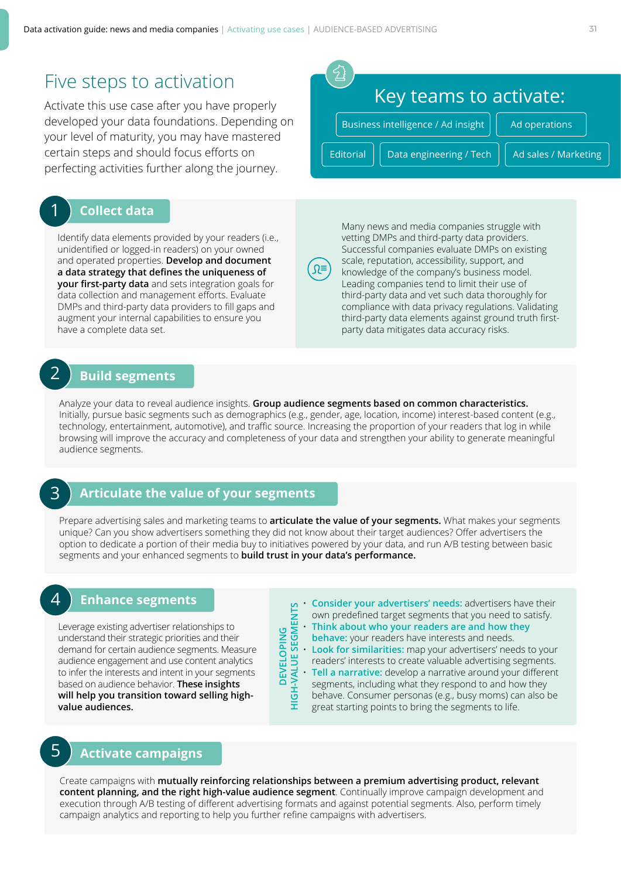# Five steps to activation

Activate this use case after you have properly developed your data foundations. Depending on your level of maturity, you may have mastered certain steps and should focus efforts on perfecting activities further along the journey.

## Key teams to activate:

- Business intelligence / Ad insight
- Ad operations
- Editorial
- Data engineering / Tech
- Ad sales / Marketing

## 1 Collect data

Identify data elements provided by your readers (i.e., unidentified or logged-in readers) on your owned and operated properties. **Develop and document a data strategy that defines the uniqueness of your first-party data** and sets integration goals for data collection and management efforts. Evaluate DMPs and third-party data providers to fill gaps and augment your internal capabilities to ensure you have a complete data set.

Many news and media companies struggle with vetting DMPs and third-party data providers. Successful companies evaluate DMPs on existing scale, reputation, accessibility, support, and knowledge of the company's business model. Leading companies tend to limit their use of third-party data and vet such data thoroughly for compliance with data privacy regulations. Validating third-party data elements against ground truth first-party data mitigates data accuracy risks.

## 2 Build segments

Analyze your data to reveal audience insights. **Group audience segments based on common characteristics.** Initially, pursue basic segments such as demographics (e.g., gender, age, location, income) interest-based content (e.g., technology, entertainment, automotive), and traffic source. Increasing the proportion of your readers that log in while browsing will improve the accuracy and completeness of your data and strengthen your ability to generate meaningful audience segments.

## 3 Articulate the value of your segments

Prepare advertising sales and marketing teams to **articulate the value of your segments.** What makes your segments unique? Can you show advertisers something they did not know about their target audiences? Offer advertisers the option to dedicate a portion of their media buy to initiatives powered by your data, and run A/B testing between basic segments and your enhanced segments to **build trust in your data's performance.**

## 4 Enhance segments

Leverage existing advertiser relationships to understand their strategic priorities and their demand for certain audience segments. Measure audience engagement and use content analytics to infer the interests and intent in your segments based on audience behavior. **These insights will help you transition toward selling high-value audiences.**

**DEVELOPING HIGH-VALUE SEGMENTS**

- **Consider your advertisers' needs:** advertisers have their own predefined target segments that you need to satisfy.
- **Think about who your readers are and how they behave:** your readers have interests and needs.
- **Look for similarities:** map your advertisers' needs to your readers' interests to create valuable advertising segments.
- **Tell a narrative:** develop a narrative around your different segments, including what they respond to and how they behave. Consumer personas (e.g., busy moms) can also be great starting points to bring the segments to life.

## 5 Activate campaigns

Create campaigns with **mutually reinforcing relationships between a premium advertising product, relevant content planning, and the right high-value audience segment**. Continually improve campaign development and execution through A/B testing of different advertising formats and against potential segments. Also, perform timely campaign analytics and reporting to help you further refine campaigns with advertisers.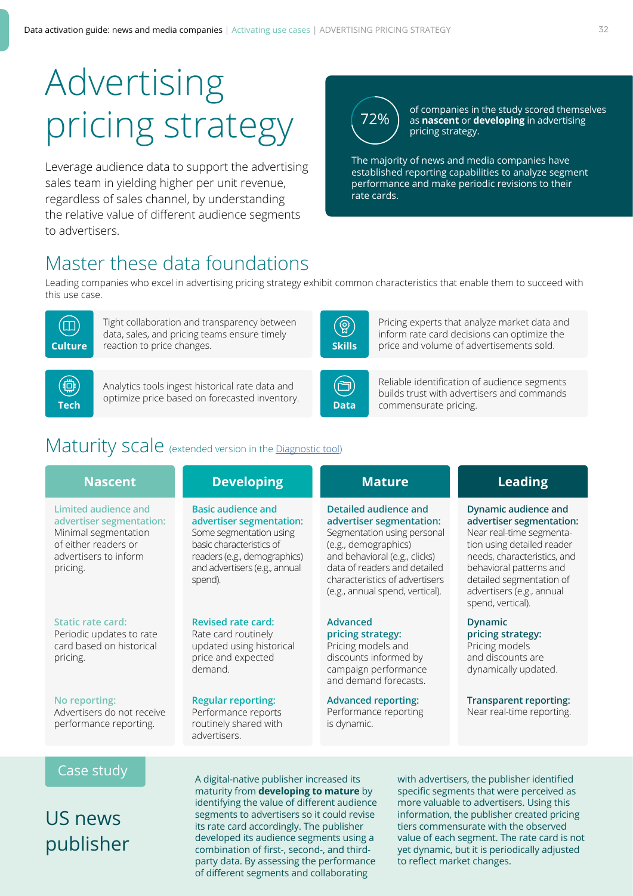# Advertising pricing strategy

Leverage audience data to support the advertising sales team in yielding higher per unit revenue, regardless of sales channel, by understanding the relative value of different audience segments to advertisers.

**72%** of companies in the study scored themselves as **nascent** or **developing** in advertising pricing strategy.

The majority of news and media companies have established reporting capabilities to analyze segment performance and make periodic revisions to their rate cards.

## Master these data foundations

Leading companies who excel in advertising pricing strategy exhibit common characteristics that enable them to succeed with this use case.

- **Culture**: Tight collaboration and transparency between data, sales, and pricing teams ensure timely reaction to price changes.
- **Skills**: Pricing experts that analyze market data and inform rate card decisions can optimize the price and volume of advertisements sold.
- **Tech**: Analytics tools ingest historical rate data and optimize price based on forecasted inventory.
- **Data**: Reliable identification of audience segments builds trust with advertisers and commands commensurate pricing.

## Maturity scale (extended version in the Diagnostic tool)

| Nascent | Developing | Mature | Leading |
| --- | --- | --- | --- |
| **Limited audience and advertiser segmentation:** Minimal segmentation of either readers or advertisers to inform pricing. | **Basic audience and advertiser segmentation:** Some segmentation using basic characteristics of readers (e.g., demographics) and advertisers (e.g., annual spend). | **Detailed audience and advertiser segmentation:** Segmentation using personal (e.g., demographics) and behavioral (e.g., clicks) data of readers and detailed characteristics of advertisers (e.g., annual spend, vertical). | **Dynamic audience and advertiser segmentation:** Near real-time segmentation using detailed reader needs, characteristics, and behavioral patterns and detailed segmentation of advertisers (e.g., annual spend, vertical). |
| **Static rate card:** Periodic updates to rate card based on historical pricing. | **Revised rate card:** Rate card routinely updated using historical price and expected demand. | **Advanced pricing strategy:** Pricing models and discounts informed by campaign performance and demand forecasts. | **Dynamic pricing strategy:** Pricing models and discounts are dynamically updated. |
| **No reporting:** Advertisers do not receive performance reporting. | **Regular reporting:** Performance reports routinely shared with advertisers. | **Advanced reporting:** Performance reporting is dynamic. | **Transparent reporting:** Near real-time reporting. |

## Case study

### US news publisher

A digital-native publisher increased its maturity from **developing to mature** by identifying the value of different audience segments to advertisers so it could revise its rate card accordingly. The publisher developed its audience segments using a combination of first-, second-, and third-party data. By assessing the performance of different segments and collaborating with advertisers, the publisher identified specific segments that were perceived as more valuable to advertisers. Using this information, the publisher created pricing tiers commensurate with the observed value of each segment. The rate card is not yet dynamic, but it is periodically adjusted to reflect market changes.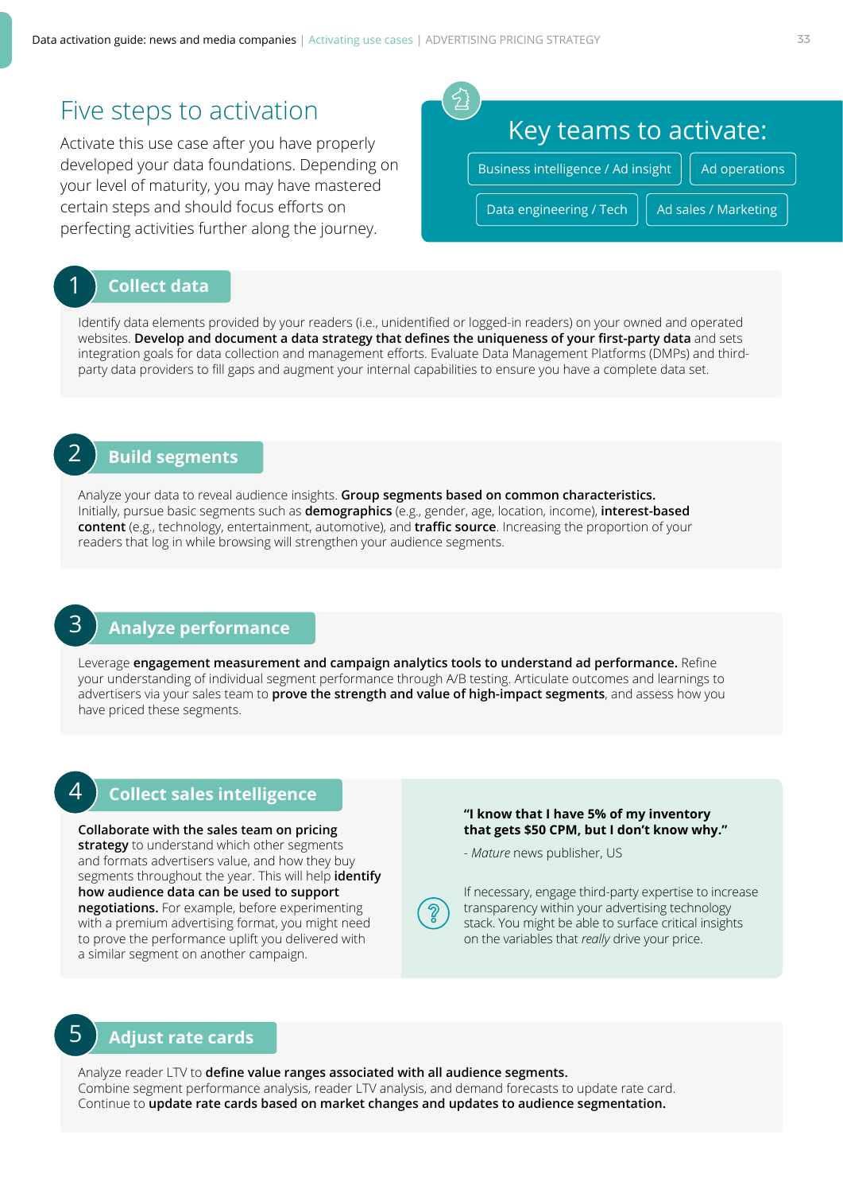# Five steps to activation

Activate this use case after you have properly developed your data foundations. Depending on your level of maturity, you may have mastered certain steps and should focus efforts on perfecting activities further along the journey.

## Key teams to activate:

- Business intelligence / Ad insight
- Ad operations
- Data engineering / Tech
- Ad sales / Marketing

## 1 Collect data

Identify data elements provided by your readers (i.e., unidentified or logged-in readers) on your owned and operated websites. **Develop and document a data strategy that defines the uniqueness of your first-party data** and sets integration goals for data collection and management efforts. Evaluate Data Management Platforms (DMPs) and third-party data providers to fill gaps and augment your internal capabilities to ensure you have a complete data set.

## 2 Build segments

Analyze your data to reveal audience insights. **Group segments based on common characteristics.** Initially, pursue basic segments such as **demographics** (e.g., gender, age, location, income), **interest-based content** (e.g., technology, entertainment, automotive), and **traffic source**. Increasing the proportion of your readers that log in while browsing will strengthen your audience segments.

## 3 Analyze performance

Leverage **engagement measurement and campaign analytics tools to understand ad performance.** Refine your understanding of individual segment performance through A/B testing. Articulate outcomes and learnings to advertisers via your sales team to **prove the strength and value of high-impact segments**, and assess how you have priced these segments.

## 4 Collect sales intelligence

**Collaborate with the sales team on pricing strategy** to understand which other segments and formats advertisers value, and how they buy segments throughout the year. This will help **identify how audience data can be used to support negotiations.** For example, before experimenting with a premium advertising format, you might need to prove the performance uplift you delivered with a similar segment on another campaign.

**"I know that I have 5% of my inventory that gets $50 CPM, but I don't know why."**

\- *Mature* news publisher, US

If necessary, engage third-party expertise to increase transparency within your advertising technology stack. You might be able to surface critical insights on the variables that *really* drive your price.

## 5 Adjust rate cards

Analyze reader LTV to **define value ranges associated with all audience segments.** Combine segment performance analysis, reader LTV analysis, and demand forecasts to update rate card. Continue to **update rate cards based on market changes and updates to audience segmentation.**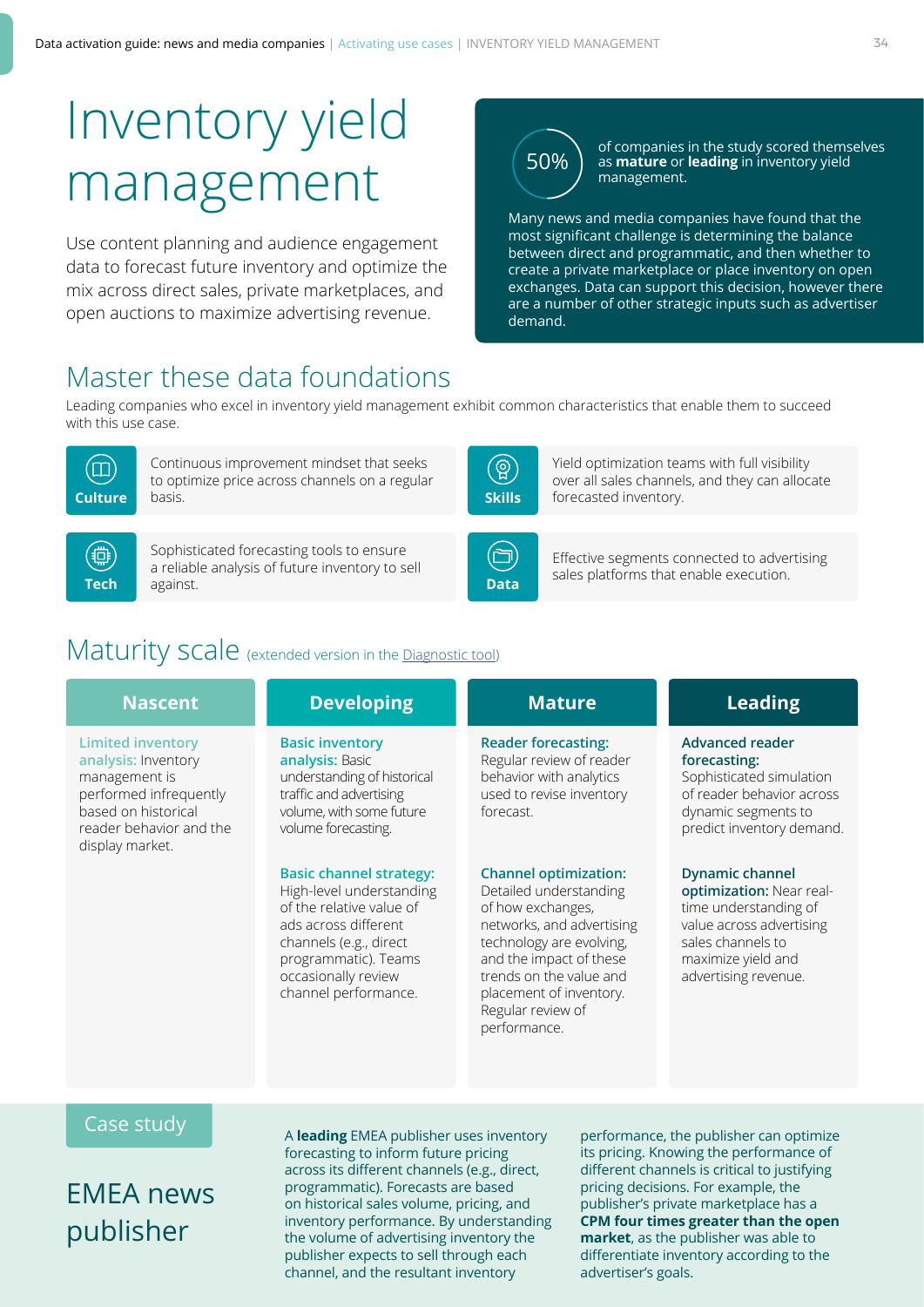# Inventory yield management

Use content planning and audience engagement data to forecast future inventory and optimize the mix across direct sales, private marketplaces, and open auctions to maximize advertising revenue.

**50%** of companies in the study scored themselves as **mature** or **leading** in inventory yield management.

Many news and media companies have found that the most significant challenge is determining the balance between direct and programmatic, and then whether to create a private marketplace or place inventory on open exchanges. Data can support this decision, however there are a number of other strategic inputs such as advertiser demand.

## Master these data foundations

Leading companies who excel in inventory yield management exhibit common characteristics that enable them to succeed with this use case.

**Culture**: Continuous improvement mindset that seeks to optimize price across channels on a regular basis.

**Skills**: Yield optimization teams with full visibility over all sales channels, and they can allocate forecasted inventory.

**Tech**: Sophisticated forecasting tools to ensure a reliable analysis of future inventory to sell against.

**Data**: Effective segments connected to advertising sales platforms that enable execution.

## Maturity scale (extended version in the Diagnostic tool)

| Nascent | Developing | Mature | Leading |
|---|---|---|---|
| **Limited inventory analysis:** Inventory management is performed infrequently based on historical reader behavior and the display market. | **Basic inventory analysis:** Basic understanding of historical traffic and advertising volume, with some future volume forecasting. | **Reader forecasting:** Regular review of reader behavior with analytics used to revise inventory forecast. | **Advanced reader forecasting:** Sophisticated simulation of reader behavior across dynamic segments to predict inventory demand. |
| | **Basic channel strategy:** High-level understanding of the relative value of ads across different channels (e.g., direct programmatic). Teams occasionally review channel performance. | **Channel optimization:** Detailed understanding of how exchanges, networks, and advertising technology are evolving, and the impact of these trends on the value and placement of inventory. Regular review of performance. | **Dynamic channel optimization:** Near real-time understanding of value across advertising sales channels to maximize yield and advertising revenue. |

## Case study

### EMEA news publisher

A **leading** EMEA publisher uses inventory forecasting to inform future pricing across its different channels (e.g., direct, programmatic). Forecasts are based on historical sales volume, pricing, and inventory performance. By understanding the volume of advertising inventory the publisher expects to sell through each channel, and the resultant inventory performance, the publisher can optimize its pricing. Knowing the performance of different channels is critical to justifying pricing decisions. For example, the publisher's private marketplace has a **CPM four times greater than the open market**, as the publisher was able to differentiate inventory according to the advertiser's goals.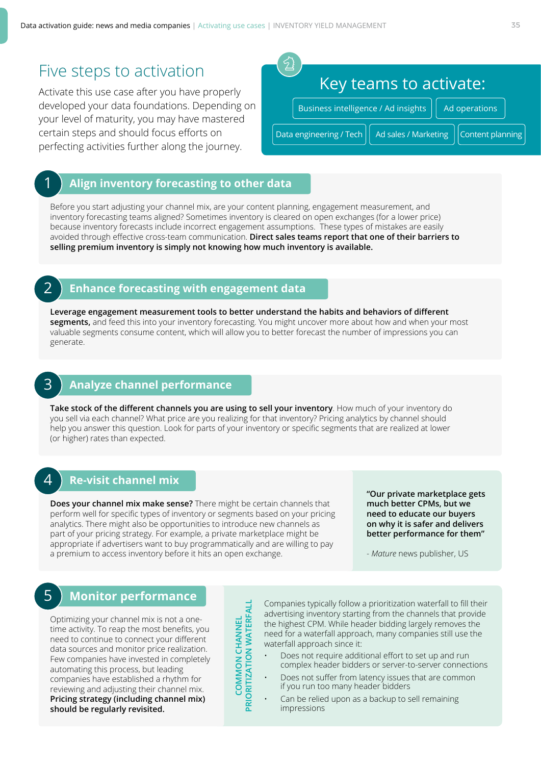# Five steps to activation

Activate this use case after you have properly developed your data foundations. Depending on your level of maturity, you may have mastered certain steps and should focus efforts on perfecting activities further along the journey.

## Key teams to activate:

- Business intelligence / Ad insights
- Ad operations
- Data engineering / Tech
- Ad sales / Marketing
- Content planning

## 1 Align inventory forecasting to other data

Before you start adjusting your channel mix, are your content planning, engagement measurement, and inventory forecasting teams aligned? Sometimes inventory is cleared on open exchanges (for a lower price) because inventory forecasts include incorrect engagement assumptions. These types of mistakes are easily avoided through effective cross-team communication. **Direct sales teams report that one of their barriers to selling premium inventory is simply not knowing how much inventory is available.**

## 2 Enhance forecasting with engagement data

**Leverage engagement measurement tools to better understand the habits and behaviors of different segments,** and feed this into your inventory forecasting. You might uncover more about how and when your most valuable segments consume content, which will allow you to better forecast the number of impressions you can generate.

## 3 Analyze channel performance

**Take stock of the different channels you are using to sell your inventory**. How much of your inventory do you sell via each channel? What price are you realizing for that inventory? Pricing analytics by channel should help you answer this question. Look for parts of your inventory or specific segments that are realized at lower (or higher) rates than expected.

## 4 Re-visit channel mix

**Does your channel mix make sense?** There might be certain channels that perform well for specific types of inventory or segments based on your pricing analytics. There might also be opportunities to introduce new channels as part of your pricing strategy. For example, a private marketplace might be appropriate if advertisers want to buy programmatically and are willing to pay a premium to access inventory before it hits an open exchange.

> **"Our private marketplace gets much better CPMs, but we need to educate our buyers on why it is safer and delivers better performance for them"**
>
> - *Mature* news publisher, US

## 5 Monitor performance

Optimizing your channel mix is not a one-time activity. To reap the most benefits, you need to continue to connect your different data sources and monitor price realization. Few companies have invested in completely automating this process, but leading companies have established a rhythm for reviewing and adjusting their channel mix. **Pricing strategy (including channel mix) should be regularly revisited.**

### COMMON CHANNEL PRIORITIZATION WATERFALL

Companies typically follow a prioritization waterfall to fill their advertising inventory starting from the channels that provide the highest CPM. While header bidding largely removes the need for a waterfall approach, many companies still use the waterfall approach since it:

- Does not require additional effort to set up and run complex header bidders or server-to-server connections
- Does not suffer from latency issues that are common if you run too many header bidders
- Can be relied upon as a backup to sell remaining impressions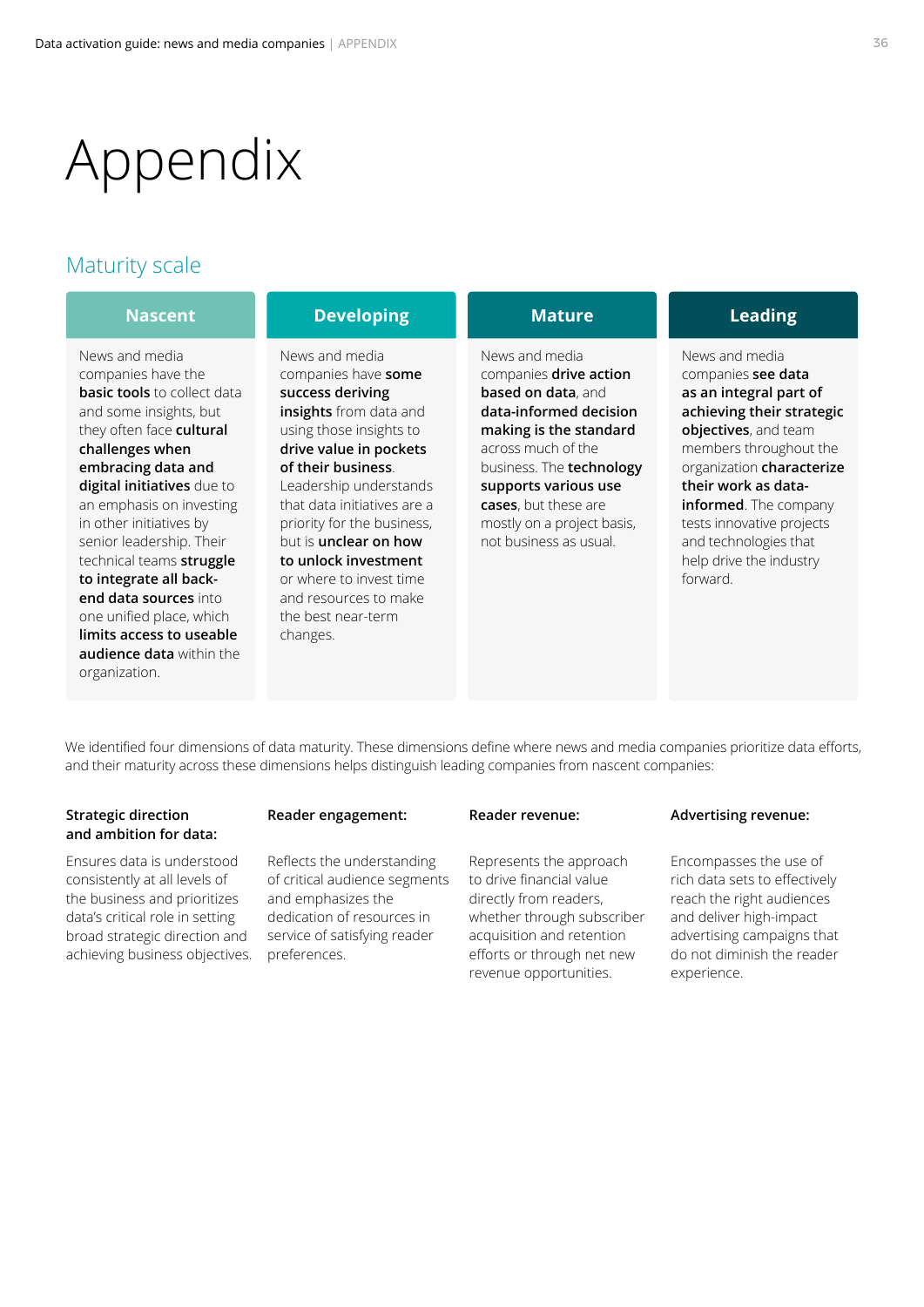# Appendix

## Maturity scale

| Nascent | Developing | Mature | Leading |
|---|---|---|---|
| News and media companies have the **basic tools** to collect data and some insights, but they often face **cultural challenges when embracing data and digital initiatives** due to an emphasis on investing in other initiatives by senior leadership. Their technical teams **struggle to integrate all back-end data sources** into one unified place, which **limits access to useable audience data** within the organization. | News and media companies have **some success deriving insights** from data and using those insights to **drive value in pockets of their business**. Leadership understands that data initiatives are a priority for the business, but is **unclear on how to unlock investment** or where to invest time and resources to make the best near-term changes. | News and media companies **drive action based on data**, and **data-informed decision making is the standard** across much of the business. The **technology supports various use cases**, but these are mostly on a project basis, not business as usual. | News and media companies **see data as an integral part of achieving their strategic objectives**, and team members throughout the organization **characterize their work as data-informed**. The company tests innovative projects and technologies that help drive the industry forward. |

We identified four dimensions of data maturity. These dimensions define where news and media companies prioritize data efforts, and their maturity across these dimensions helps distinguish leading companies from nascent companies:

**Strategic direction and ambition for data:**

Ensures data is understood consistently at all levels of the business and prioritizes data's critical role in setting broad strategic direction and achieving business objectives.

**Reader engagement:**

Reflects the understanding of critical audience segments and emphasizes the dedication of resources in service of satisfying reader preferences.

**Reader revenue:**

Represents the approach to drive financial value directly from readers, whether through subscriber acquisition and retention efforts or through net new revenue opportunities.

**Advertising revenue:**

Encompasses the use of rich data sets to effectively reach the right audiences and deliver high-impact advertising campaigns that do not diminish the reader experience.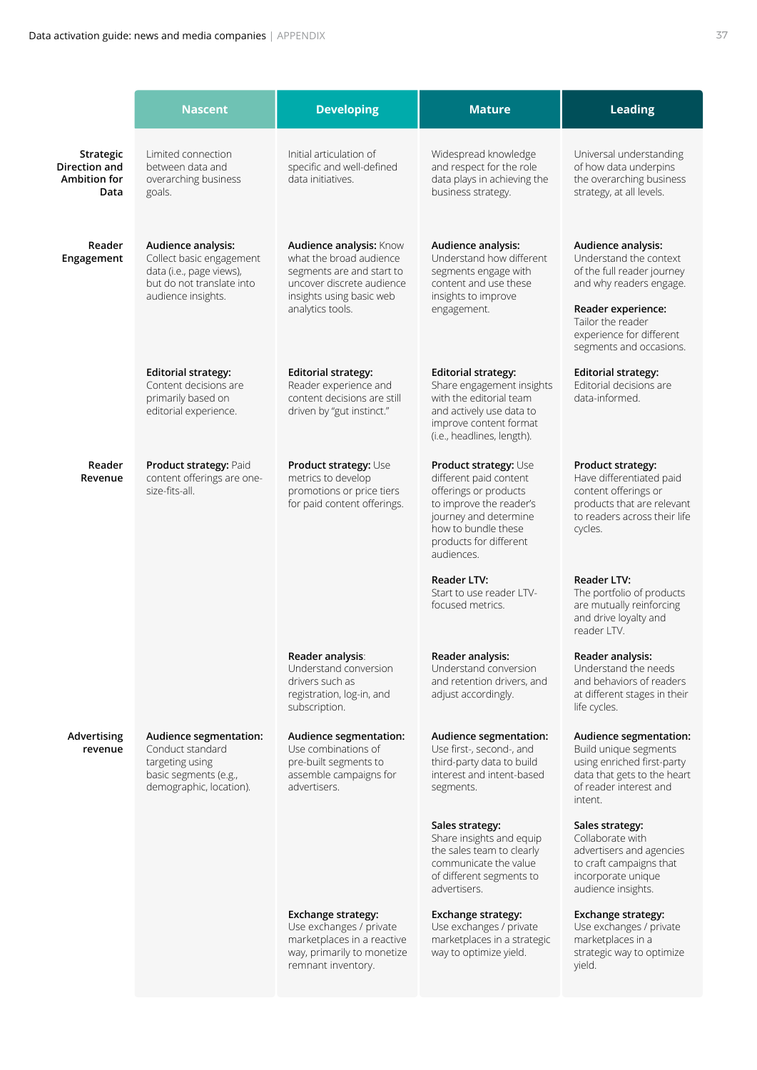| | Nascent | Developing | Mature | Leading |
|---|---|---|---|---|
| **Strategic Direction and Ambition for Data** | Limited connection between data and overarching business goals. | Initial articulation of specific and well-defined data initiatives. | Widespread knowledge and respect for the role data plays in achieving the business strategy. | Universal understanding of how data underpins the overarching business strategy, at all levels. |
| **Reader Engagement** | **Audience analysis:** Collect basic engagement data (i.e., page views), but do not translate into audience insights. | **Audience analysis:** Know what the broad audience segments are and start to uncover discrete audience insights using basic web analytics tools. | **Audience analysis:** Understand how different segments engage with content and use these insights to improve engagement. | **Audience analysis:** Understand the context of the full reader journey and why readers engage.<br><br>**Reader experience:** Tailor the reader experience for different segments and occasions. |
| | **Editorial strategy:** Content decisions are primarily based on editorial experience. | **Editorial strategy:** Reader experience and content decisions are still driven by "gut instinct." | **Editorial strategy:** Share engagement insights with the editorial team and actively use data to improve content format (i.e., headlines, length). | **Editorial strategy:** Editorial decisions are data-informed. |
| **Reader Revenue** | **Product strategy:** Paid content offerings are one-size-fits-all. | **Product strategy:** Use metrics to develop promotions or price tiers for paid content offerings. | **Product strategy:** Use different paid content offerings or products to improve the reader's journey and determine how to bundle these products for different audiences.<br><br>**Reader LTV:** Start to use reader LTV-focused metrics. | **Product strategy:** Have differentiated paid content offerings or products that are relevant to readers across their life cycles.<br><br>**Reader LTV:** The portfolio of products are mutually reinforcing and drive loyalty and reader LTV. |
| | | **Reader analysis**: Understand conversion drivers such as registration, log-in, and subscription. | **Reader analysis:** Understand conversion and retention drivers, and adjust accordingly. | **Reader analysis:** Understand the needs and behaviors of readers at different stages in their life cycles. |
| **Advertising revenue** | **Audience segmentation:** Conduct standard targeting using basic segments (e.g., demographic, location). | **Audience segmentation:** Use combinations of pre-built segments to assemble campaigns for advertisers. | **Audience segmentation:** Use first-, second-, and third-party data to build interest and intent-based segments.<br><br>**Sales strategy:** Share insights and equip the sales team to clearly communicate the value of different segments to advertisers. | **Audience segmentation:** Build unique segments using enriched first-party data that gets to the heart of reader interest and intent.<br><br>**Sales strategy:** Collaborate with advertisers and agencies to craft campaigns that incorporate unique audience insights. |
| | | **Exchange strategy:** Use exchanges / private marketplaces in a reactive way, primarily to monetize remnant inventory. | **Exchange strategy:** Use exchanges / private marketplaces in a strategic way to optimize yield. | **Exchange strategy:** Use exchanges / private marketplaces in a strategic way to optimize yield. |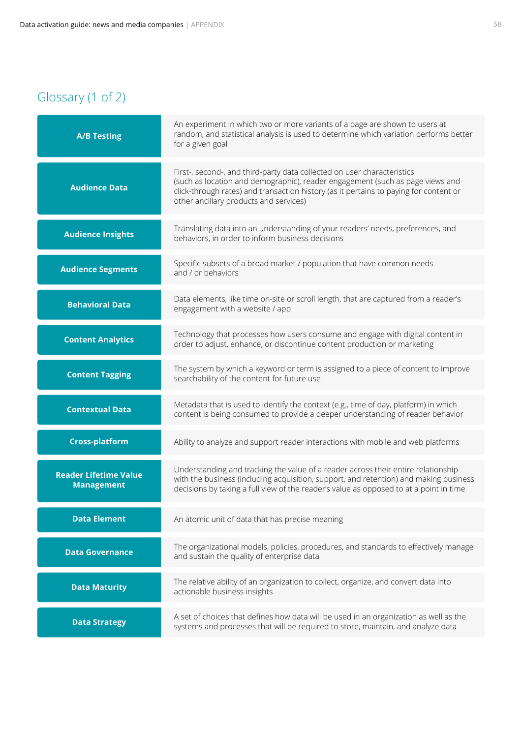## Glossary (1 of 2)

| Term | Definition |
|---|---|
| **A/B Testing** | An experiment in which two or more variants of a page are shown to users at random, and statistical analysis is used to determine which variation performs better for a given goal |
| **Audience Data** | First-, second-, and third-party data collected on user characteristics (such as location and demographic), reader engagement (such as page views and click-through rates) and transaction history (as it pertains to paying for content or other ancillary products and services) |
| **Audience Insights** | Translating data into an understanding of your readers' needs, preferences, and behaviors, in order to inform business decisions |
| **Audience Segments** | Specific subsets of a broad market / population that have common needs and / or behaviors |
| **Behavioral Data** | Data elements, like time on-site or scroll length, that are captured from a reader's engagement with a website / app |
| **Content Analytics** | Technology that processes how users consume and engage with digital content in order to adjust, enhance, or discontinue content production or marketing |
| **Content Tagging** | The system by which a keyword or term is assigned to a piece of content to improve searchability of the content for future use |
| **Contextual Data** | Metadata that is used to identify the context (e.g., time of day, platform) in which content is being consumed to provide a deeper understanding of reader behavior |
| **Cross-platform** | Ability to analyze and support reader interactions with mobile and web platforms |
| **Reader Lifetime Value Management** | Understanding and tracking the value of a reader across their entire relationship with the business (including acquisition, support, and retention) and making business decisions by taking a full view of the reader's value as opposed to at a point in time |
| **Data Element** | An atomic unit of data that has precise meaning |
| **Data Governance** | The organizational models, policies, procedures, and standards to effectively manage and sustain the quality of enterprise data |
| **Data Maturity** | The relative ability of an organization to collect, organize, and convert data into actionable business insights |
| **Data Strategy** | A set of choices that defines how data will be used in an organization as well as the systems and processes that will be required to store, maintain, and analyze data |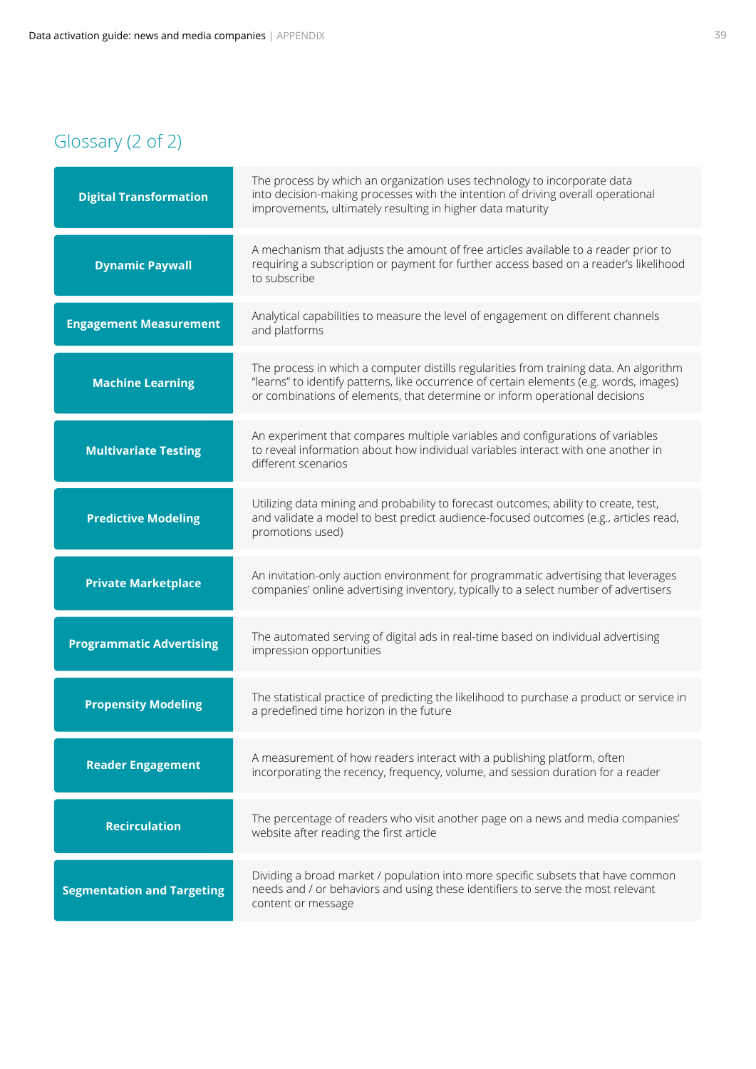## Glossary (2 of 2)

| Term | Definition |
|---|---|
| **Digital Transformation** | The process by which an organization uses technology to incorporate data into decision-making processes with the intention of driving overall operational improvements, ultimately resulting in higher data maturity |
| **Dynamic Paywall** | A mechanism that adjusts the amount of free articles available to a reader prior to requiring a subscription or payment for further access based on a reader's likelihood to subscribe |
| **Engagement Measurement** | Analytical capabilities to measure the level of engagement on different channels and platforms |
| **Machine Learning** | The process in which a computer distills regularities from training data. An algorithm "learns" to identify patterns, like occurrence of certain elements (e.g. words, images) or combinations of elements, that determine or inform operational decisions |
| **Multivariate Testing** | An experiment that compares multiple variables and configurations of variables to reveal information about how individual variables interact with one another in different scenarios |
| **Predictive Modeling** | Utilizing data mining and probability to forecast outcomes; ability to create, test, and validate a model to best predict audience-focused outcomes (e.g., articles read, promotions used) |
| **Private Marketplace** | An invitation-only auction environment for programmatic advertising that leverages companies' online advertising inventory, typically to a select number of advertisers |
| **Programmatic Advertising** | The automated serving of digital ads in real-time based on individual advertising impression opportunities |
| **Propensity Modeling** | The statistical practice of predicting the likelihood to purchase a product or service in a predefined time horizon in the future |
| **Reader Engagement** | A measurement of how readers interact with a publishing platform, often incorporating the recency, frequency, volume, and session duration for a reader |
| **Recirculation** | The percentage of readers who visit another page on a news and media companies' website after reading the first article |
| **Segmentation and Targeting** | Dividing a broad market / population into more specific subsets that have common needs and / or behaviors and using these identifiers to serve the most relevant content or message |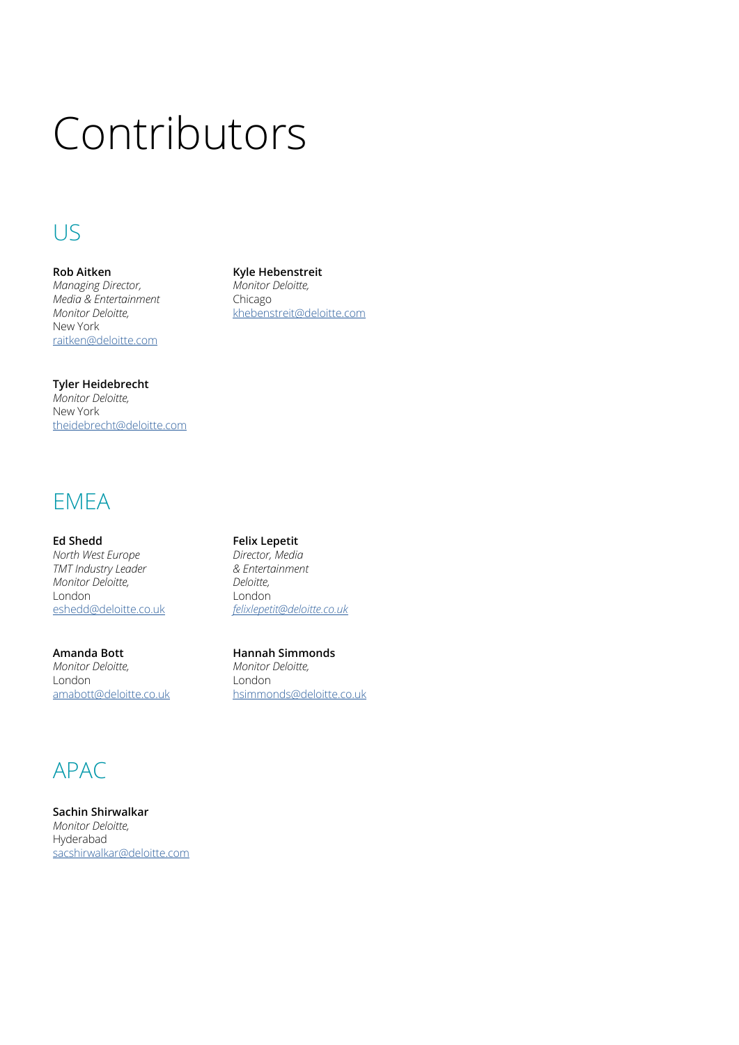# Contributors

## US

**Rob Aitken**
*Managing Director,*
*Media & Entertainment*
*Monitor Deloitte,*
New York
raitken@deloitte.com

**Kyle Hebenstreit**
*Monitor Deloitte,*
Chicago
khebenstreit@deloitte.com

**Tyler Heidebrecht**
*Monitor Deloitte,*
New York
theidebrecht@deloitte.com

## EMEA

**Ed Shedd**
*North West Europe*
*TMT Industry Leader*
*Monitor Deloitte,*
London
eshedd@deloitte.co.uk

**Felix Lepetit**
*Director, Media*
*& Entertainment*
*Deloitte,*
London
*felixlepetit@deloitte.co.uk*

**Amanda Bott**
*Monitor Deloitte,*
London
amabott@deloitte.co.uk

**Hannah Simmonds**
*Monitor Deloitte,*
London
hsimmonds@deloitte.co.uk

## APAC

**Sachin Shirwalkar**
*Monitor Deloitte,*
Hyderabad
sacshirwalkar@deloitte.com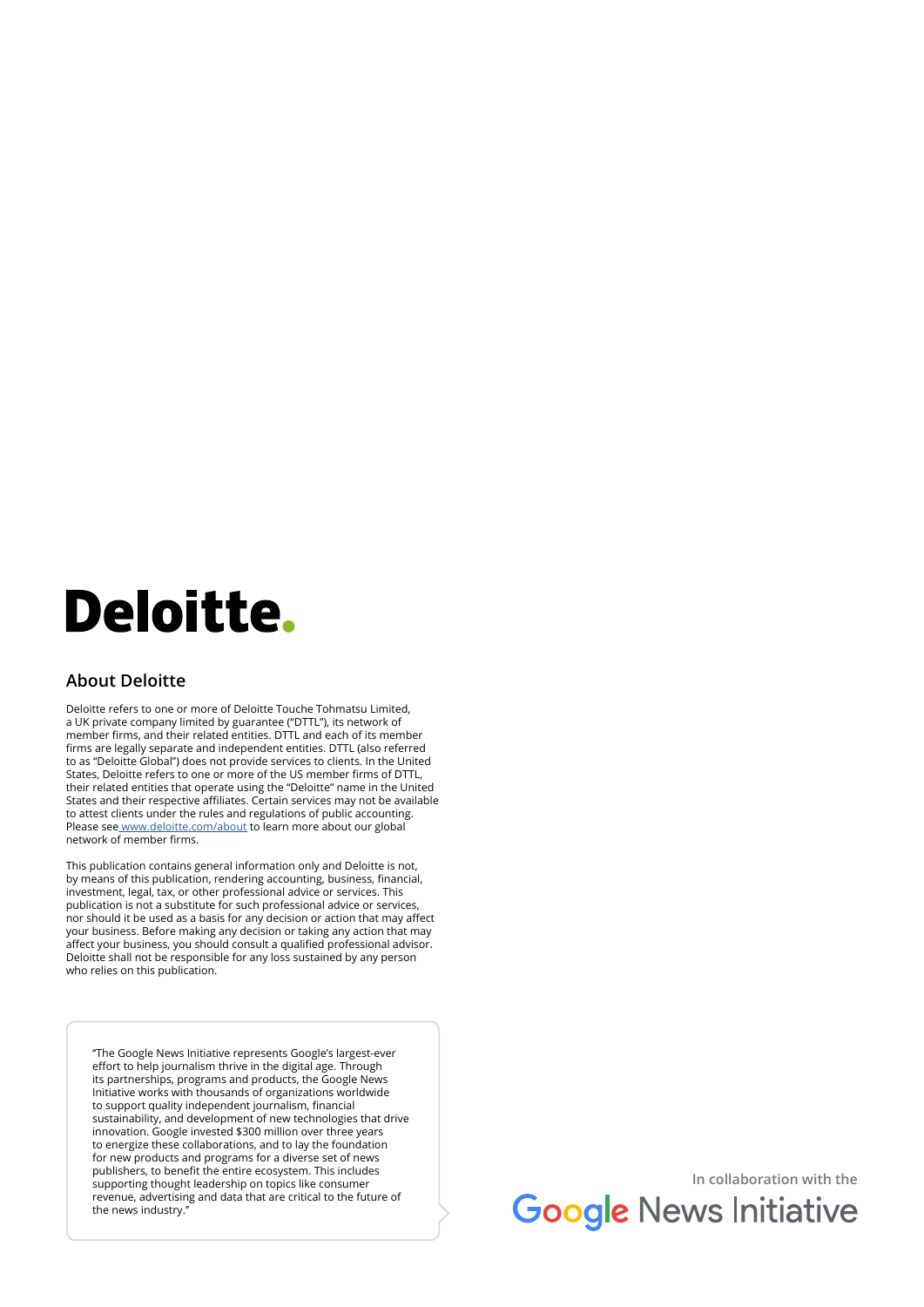Deloitte.

## About Deloitte

Deloitte refers to one or more of Deloitte Touche Tohmatsu Limited, a UK private company limited by guarantee ("DTTL"), its network of member firms, and their related entities. DTTL and each of its member firms are legally separate and independent entities. DTTL (also referred to as "Deloitte Global") does not provide services to clients. In the United States, Deloitte refers to one or more of the US member firms of DTTL, their related entities that operate using the "Deloitte" name in the United States and their respective affiliates. Certain services may not be available to attest clients under the rules and regulations of public accounting. Please see www.deloitte.com/about to learn more about our global network of member firms.

This publication contains general information only and Deloitte is not, by means of this publication, rendering accounting, business, financial, investment, legal, tax, or other professional advice or services. This publication is not a substitute for such professional advice or services, nor should it be used as a basis for any decision or action that may affect your business. Before making any decision or taking any action that may affect your business, you should consult a qualified professional advisor. Deloitte shall not be responsible for any loss sustained by any person who relies on this publication.

"The Google News Initiative represents Google's largest-ever effort to help journalism thrive in the digital age. Through its partnerships, programs and products, the Google News Initiative works with thousands of organizations worldwide to support quality independent journalism, financial sustainability, and development of new technologies that drive innovation. Google invested $300 million over three years to energize these collaborations, and to lay the foundation for new products and programs for a diverse set of news publishers, to benefit the entire ecosystem. This includes supporting thought leadership on topics like consumer revenue, advertising and data that are critical to the future of the news industry."

In collaboration with the

Google News Initiative